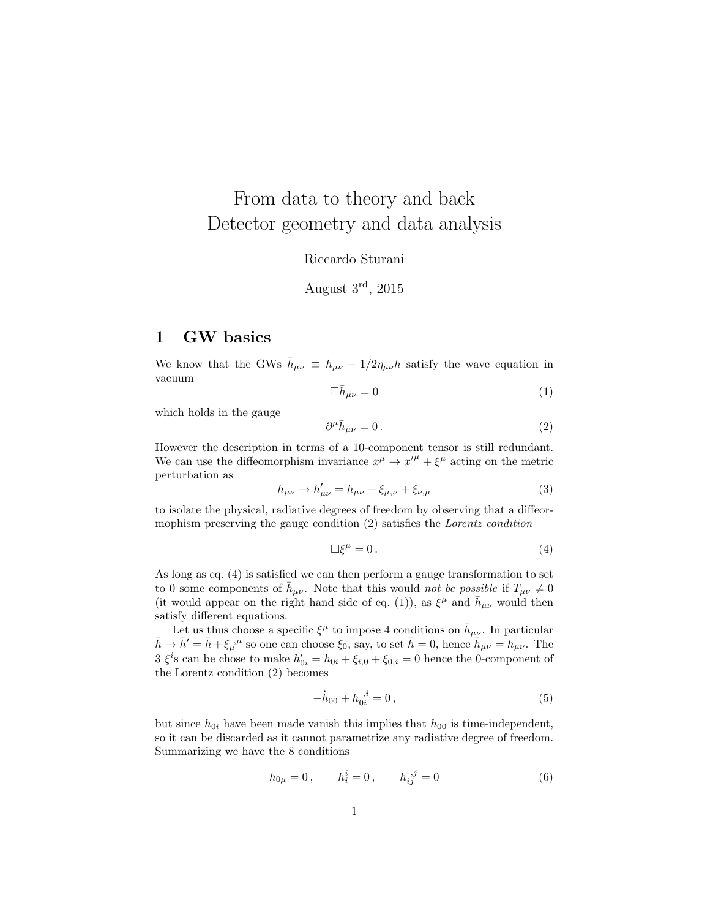# From data to theory and back
# Detector geometry and data analysis

Riccardo Sturani

August 3[rd], 2015

## 1 GW basics

We know that the GWs $\bar{h}_{\mu\nu} \equiv h_{\mu\nu} - 1/2\eta_{\mu\nu}h$ satisfy the wave equation in vacuum

$$\Box \bar{h}_{\mu\nu} = 0 \tag{1}$$

which holds in the gauge

$$\partial^\mu \bar{h}_{\mu\nu} = 0\,. \tag{2}$$

However the description in terms of a 10-component tensor is still redundant. We can use the diffeomorphism invariance $x^\mu \to x'^\mu + \xi^\mu$ acting on the metric perturbation as

$$h_{\mu\nu} \to h'_{\mu\nu} = h_{\mu\nu} + \xi_{\mu,\nu} + \xi_{\nu,\mu} \tag{3}$$

to isolate the physical, radiative degrees of freedom by observing that a diffeormophism preserving the gauge condition (2) satisfies the *Lorentz condition*

$$\Box \xi^\mu = 0\,. \tag{4}$$

As long as eq. (4) is satisfied we can then perform a gauge transformation to set to 0 some components of $\bar{h}_{\mu\nu}$. Note that this would *not be possible* if $T_{\mu\nu} \neq 0$ (it would appear on the right hand side of eq. (1)), as $\xi^\mu$ and $\bar{h}_{\mu\nu}$ would then satisfy different equations.

Let us thus choose a specific $\xi^\mu$ to impose 4 conditions on $\bar{h}_{\mu\nu}$. In particular $\bar{h} \to \bar{h}' = \bar{h} + \xi_\mu{}^{,\mu}$ so one can choose $\xi_0$, say, to set $\bar{h} = 0$, hence $\bar{h}_{\mu\nu} = h_{\mu\nu}$. The 3 $\xi^i$'s can be chose to make $h'_{0i} = h_{0i} + \xi_{i,0} + \xi_{0,i} = 0$ hence the 0-component of the Lorentz condition (2) becomes

$$-\dot{h}_{00} + h_{0i}{}^{,i} = 0\,, \tag{5}$$

but since $h_{0i}$ have been made vanish this implies that $h_{00}$ is time-independent, so it can be discarded as it cannot parametrize any radiative degree of freedom. Summarizing we have the 8 conditions

$$h_{0\mu} = 0\,, \qquad h^i_i = 0\,, \qquad h_{ij}{}^{,j} = 0 \tag{6}$$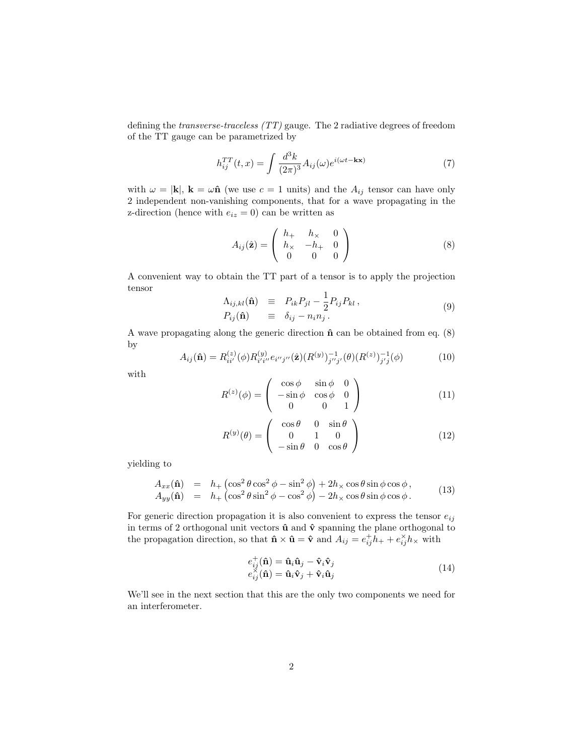defining the *transverse-traceless (TT)* gauge. The 2 radiative degrees of freedom of the TT gauge can be parametrized by

$$h_{ij}^{TT}(t,x) = \int \frac{d^3k}{(2\pi)^3} A_{ij}(\omega) e^{i(\omega t - \mathbf{kx})} \tag{7}$$

with $\omega = |\mathbf{k}|$, $\mathbf{k} = \omega\hat{\mathbf{n}}$ (we use $c = 1$ units) and the $A_{ij}$ tensor can have only 2 independent non-vanishing components, that for a wave propagating in the z-direction (hence with $e_{iz} = 0$) can be written as

$$A_{ij}(\hat{\mathbf{z}}) = \left( \begin{array}{ccc} h_+ & h_\times & 0 \\ h_\times & -h_+ & 0 \\ 0 & 0 & 0 \end{array} \right) \tag{8}$$

A convenient way to obtain the TT part of a tensor is to apply the projection tensor

$$\begin{array}{rcl} \Lambda_{ij,kl}(\hat{\mathbf{n}}) & \equiv & P_{ik}P_{jl} - \frac{1}{2}P_{ij}P_{kl}\,, \\ P_{ij}(\hat{\mathbf{n}}) & \equiv & \delta_{ij} - n_i n_j\,. \end{array} \tag{9}$$

A wave propagating along the generic direction $\hat{\mathbf{n}}$ can be obtained from eq. (8) by

$$A_{ij}(\hat{\mathbf{n}}) = R^{(z)}_{ii'}(\phi) R^{(y)}_{i'i''} e_{i''j''}(\hat{\mathbf{z}}) (R^{(y)})^{-1}_{j''j'}(\theta) (R^{(z)})^{-1}_{j'j}(\phi) \tag{10}$$

with

$$R^{(z)}(\phi) = \left( \begin{array}{ccc} \cos\phi & \sin\phi & 0 \\ -\sin\phi & \cos\phi & 0 \\ 0 & 0 & 1 \end{array} \right) \tag{11}$$

$$R^{(y)}(\theta) = \left( \begin{array}{ccc} \cos\theta & 0 & \sin\theta \\ 0 & 1 & 0 \\ -\sin\theta & 0 & \cos\theta \end{array} \right) \tag{12}$$

yielding to

$$\begin{array}{rcl} A_{xx}(\hat{\mathbf{n}}) & = & h_+\left(\cos^2\theta\cos^2\phi - \sin^2\phi\right) + 2h_\times\cos\theta\sin\phi\cos\phi\,, \\ A_{yy}(\hat{\mathbf{n}}) & = & h_+\left(\cos^2\theta\sin^2\phi - \cos^2\phi\right) - 2h_\times\cos\theta\sin\phi\cos\phi\,. \end{array} \tag{13}$$

For generic direction propagation it is also convenient to express the tensor $e_{ij}$ in terms of 2 orthogonal unit vectors $\hat{\mathbf{u}}$ and $\hat{\mathbf{v}}$ spanning the plane orthogonal to the propagation direction, so that $\hat{\mathbf{n}} \times \hat{\mathbf{u}} = \hat{\mathbf{v}}$ and $A_{ij} = e^+_{ij}h_+ + e^\times_{ij}h_\times$ with

$$\begin{array}{l} e^+_{ij}(\hat{\mathbf{n}}) = \hat{\mathbf{u}}_i\hat{\mathbf{u}}_j - \hat{\mathbf{v}}_i\hat{\mathbf{v}}_j \\ e^\times_{ij}(\hat{\mathbf{n}}) = \hat{\mathbf{u}}_i\hat{\mathbf{v}}_j + \hat{\mathbf{v}}_i\hat{\mathbf{u}}_j \end{array} \tag{14}$$

We'll see in the next section that this are the only two components we need for an interferometer.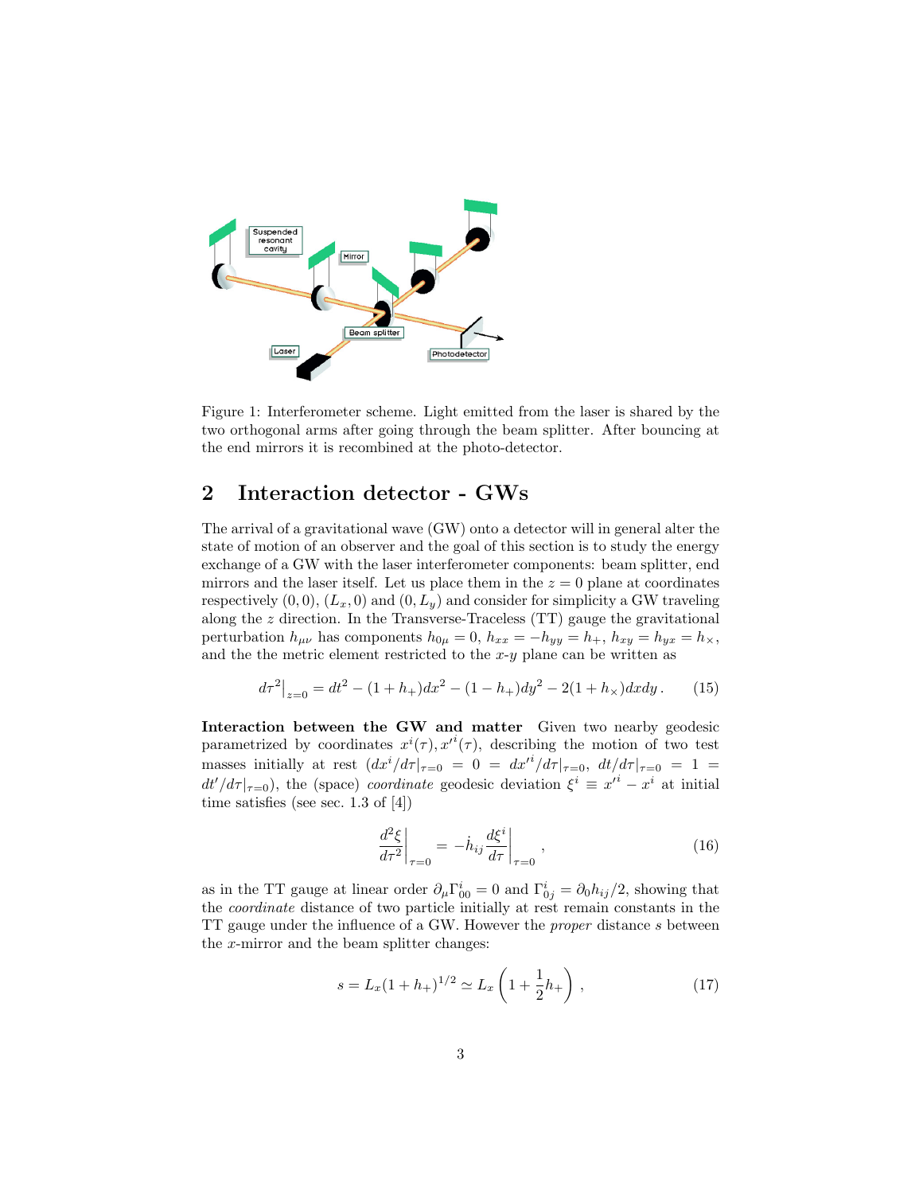Figure 1: Interferometer scheme. Light emitted from the laser is shared by the two orthogonal arms after going through the beam splitter. After bouncing at the end mirrors it is recombined at the photo-detector.

## 2 Interaction detector - GWs

The arrival of a gravitational wave (GW) onto a detector will in general alter the state of motion of an observer and the goal of this section is to study the energy exchange of a GW with the laser interferometer components: beam splitter, end mirrors and the laser itself. Let us place them in the $z=0$ plane at coordinates respectively $(0,0)$, $(L_x,0)$ and $(0,L_y)$ and consider for simplicity a GW traveling along the $z$ direction. In the Transverse-Traceless (TT) gauge the gravitational perturbation $h_{\mu\nu}$ has components $h_{0\mu}=0$, $h_{xx}=-h_{yy}=h_+$, $h_{xy}=h_{yx}=h_\times$, and the the metric element restricted to the $x$-$y$ plane can be written as

$$d\tau^2\big|_{z=0} = dt^2 - (1+h_+)dx^2 - (1-h_+)dy^2 - 2(1+h_\times)dxdy\,. \qquad (15)$$

**Interaction between the GW and matter** Given two nearby geodesic parametrized by coordinates $x^i(\tau), x'^i(\tau)$, describing the motion of two test masses initially at rest ($dx^i/d\tau|_{\tau=0} = 0 = dx'^i/d\tau|_{\tau=0}$, $dt/d\tau|_{\tau=0} = 1 = dt'/d\tau|_{\tau=0}$), the (space) *coordinate* geodesic deviation $\xi^i \equiv x'^i - x^i$ at initial time satisfies (see sec. 1.3 of [4])

$$\left.\frac{d^2\xi}{d\tau^2}\right|_{\tau=0} = -\dot{h}_{ij}\left.\frac{d\xi^i}{d\tau}\right|_{\tau=0}\,, \qquad (16)$$

as in the TT gauge at linear order $\partial_\mu\Gamma^i_{00}=0$ and $\Gamma^i_{0j}=\partial_0 h_{ij}/2$, showing that the *coordinate* distance of two particle initially at rest remain constants in the TT gauge under the influence of a GW. However the *proper* distance $s$ between the $x$-mirror and the beam splitter changes:

$$s = L_x(1+h_+)^{1/2} \simeq L_x\left(1+\frac{1}{2}h_+\right)\,, \qquad (17)$$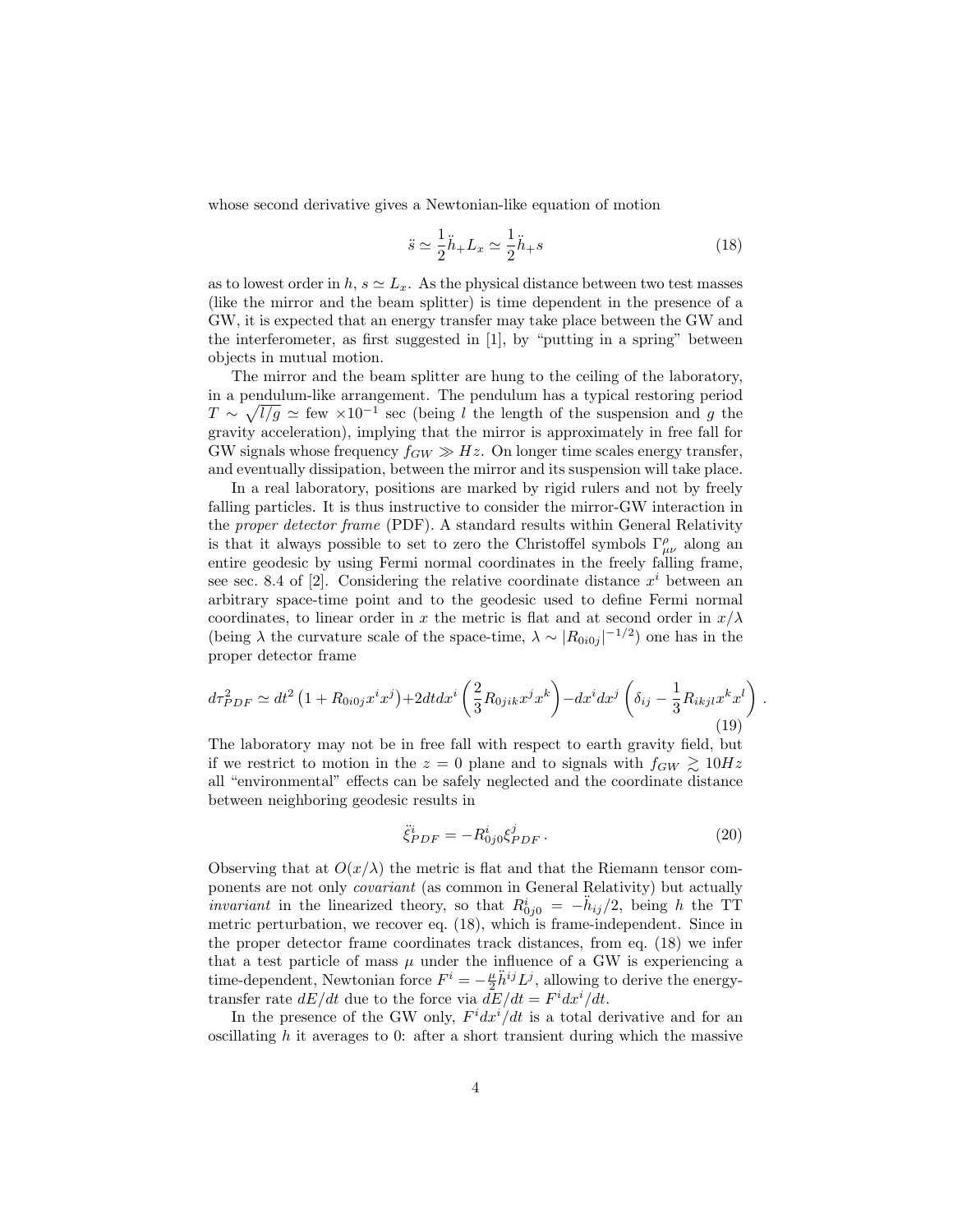whose second derivative gives a Newtonian-like equation of motion

$$\ddot{s} \simeq \frac{1}{2}\ddot{h}_+ L_x \simeq \frac{1}{2}\ddot{h}_+ s \tag{18}$$

as to lowest order in $h$, $s \simeq L_x$. As the physical distance between two test masses (like the mirror and the beam splitter) is time dependent in the presence of a GW, it is expected that an energy transfer may take place between the GW and the interferometer, as first suggested in [1], by "putting in a spring" between objects in mutual motion.

The mirror and the beam splitter are hung to the ceiling of the laboratory, in a pendulum-like arrangement. The pendulum has a typical restoring period $T \sim \sqrt{l/g} \simeq$ few $\times 10^{-1}$ sec (being $l$ the length of the suspension and $g$ the gravity acceleration), implying that the mirror is approximately in free fall for GW signals whose frequency $f_{GW} \gg Hz$. On longer time scales energy transfer, and eventually dissipation, between the mirror and its suspension will take place.

In a real laboratory, positions are marked by rigid rulers and not by freely falling particles. It is thus instructive to consider the mirror-GW interaction in the *proper detector frame* (PDF). A standard results within General Relativity is that it always possible to set to zero the Christoffel symbols $\Gamma^\rho_{\mu\nu}$ along an entire geodesic by using Fermi normal coordinates in the freely falling frame, see sec. 8.4 of [2]. Considering the relative coordinate distance $x^i$ between an arbitrary space-time point and to the geodesic used to define Fermi normal coordinates, to linear order in $x$ the metric is flat and at second order in $x/\lambda$ (being $\lambda$ the curvature scale of the space-time, $\lambda \sim |R_{0i0j}|^{-1/2}$) one has in the proper detector frame

$$d\tau^2_{PDF} \simeq dt^2\left(1 + R_{0i0j}x^i x^j\right) + 2dtdx^i\left(\frac{2}{3}R_{0jik}x^j x^k\right) - dx^i dx^j\left(\delta_{ij} - \frac{1}{3}R_{ikjl}x^k x^l\right). \tag{19}$$

The laboratory may not be in free fall with respect to earth gravity field, but if we restrict to motion in the $z = 0$ plane and to signals with $f_{GW} \gtrsim 10Hz$ all "environmental" effects can be safely neglected and the coordinate distance between neighboring geodesic results in

$$\ddot{\xi}^i_{PDF} = -R^i_{0j0}\xi^j_{PDF}\,. \tag{20}$$

Observing that at $O(x/\lambda)$ the metric is flat and that the Riemann tensor components are not only *covariant* (as common in General Relativity) but actually *invariant* in the linearized theory, so that $R^i_{0j0} = -\ddot{h}_{ij}/2$, being $h$ the TT metric perturbation, we recover eq. (18), which is frame-independent. Since in the proper detector frame coordinates track distances, from eq. (18) we infer that a test particle of mass $\mu$ under the influence of a GW is experiencing a time-dependent, Newtonian force $F^i = -\frac{\mu}{2}\ddot{h}^{ij}L^j$, allowing to derive the energy-transfer rate $dE/dt$ due to the force via $dE/dt = F^i dx^i/dt$.

In the presence of the GW only, $F^i dx^i/dt$ is a total derivative and for an oscillating $h$ it averages to 0: after a short transient during which the massive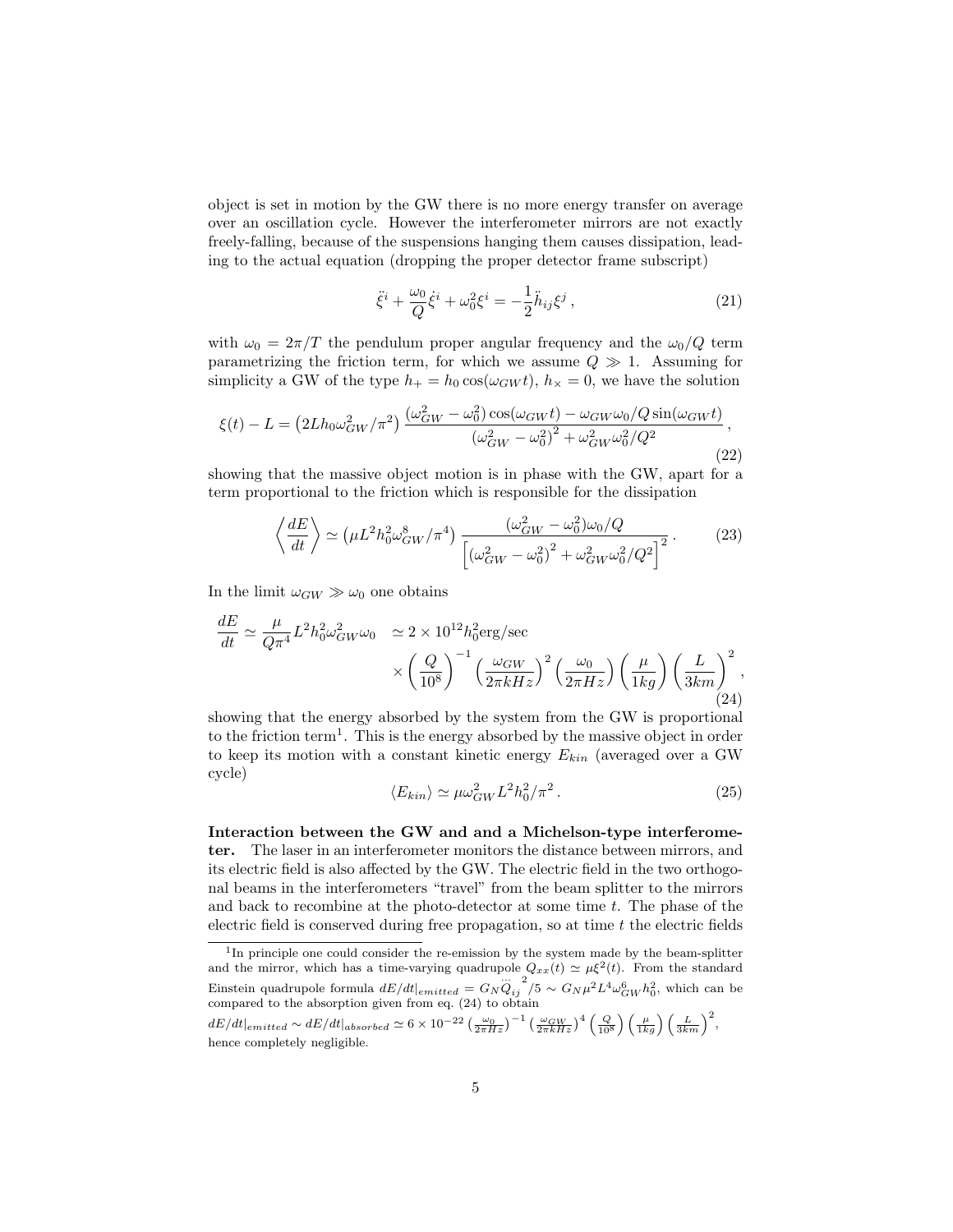object is set in motion by the GW there is no more energy transfer on average over an oscillation cycle. However the interferometer mirrors are not exactly freely-falling, because of the suspensions hanging them causes dissipation, leading to the actual equation (dropping the proper detector frame subscript)

$$\ddot{\xi}^i + \frac{\omega_0}{Q}\dot{\xi}^i + \omega_0^2 \xi^i = -\frac{1}{2}\ddot{h}_{ij}\xi^j \,, \tag{21}$$

with $\omega_0 = 2\pi/T$ the pendulum proper angular frequency and the $\omega_0/Q$ term parametrizing the friction term, for which we assume $Q \gg 1$. Assuming for simplicity a GW of the type $h_+ = h_0 \cos(\omega_{GW} t)$, $h_\times = 0$, we have the solution

$$\xi(t) - L = \left(2Lh_0\omega_{GW}^2/\pi^2\right) \frac{(\omega_{GW}^2 - \omega_0^2)\cos(\omega_{GW} t) - \omega_{GW}\omega_0/Q \sin(\omega_{GW} t)}{\left(\omega_{GW}^2 - \omega_0^2\right)^2 + \omega_{GW}^2\omega_0^2/Q^2} \,, \tag{22}$$

showing that the massive object motion is in phase with the GW, apart for a term proportional to the friction which is responsible for the dissipation

$$\left\langle \frac{dE}{dt} \right\rangle \simeq \left(\mu L^2 h_0^2 \omega_{GW}^8/\pi^4\right) \frac{(\omega_{GW}^2 - \omega_0^2)\omega_0/Q}{\left[\left(\omega_{GW}^2 - \omega_0^2\right)^2 + \omega_{GW}^2\omega_0^2/Q^2\right]^2} \,. \tag{23}$$

In the limit $\omega_{GW} \gg \omega_0$ one obtains

$$\frac{dE}{dt} \simeq \frac{\mu}{Q\pi^4} L^2 h_0^2 \omega_{GW}^2 \omega_0 \quad \simeq 2 \times 10^{12} h_0^2 \text{erg/sec} \times \left(\frac{Q}{10^8}\right)^{-1} \left(\frac{\omega_{GW}}{2\pi kHz}\right)^2 \left(\frac{\omega_0}{2\pi Hz}\right) \left(\frac{\mu}{1kg}\right) \left(\frac{L}{3km}\right)^2 , \tag{24}$$

showing that the energy absorbed by the system from the GW is proportional to the friction term[1]. This is the energy absorbed by the massive object in order to keep its motion with a constant kinetic energy $E_{kin}$ (averaged over a GW cycle)

$$\langle E_{kin} \rangle \simeq \mu \omega_{GW}^2 L^2 h_0^2/\pi^2 \,. \tag{25}$$

**Interaction between the GW and and a Michelson-type interferometer.** The laser in an interferometer monitors the distance between mirrors, and its electric field is also affected by the GW. The electric field in the two orthogonal beams in the interferometers "travel" from the beam splitter to the mirrors and back to recombine at the photo-detector at some time $t$. The phase of the electric field is conserved during free propagation, so at time $t$ the electric fields

[1] In principle one could consider the re-emission by the system made by the beam-splitter and the mirror, which has a time-varying quadrupole $Q_{xx}(t) \simeq \mu\xi^2(t)$. From the standard Einstein quadrupole formula $dE/dt|_{emitted} = G_N \dddot{Q}_{ij}^{\,2}/5 \sim G_N \mu^2 L^4 \omega_{GW}^6 h_0^2$, which can be compared to the absorption given from eq. (24) to obtain
$dE/dt|_{emitted} \sim dE/dt|_{absorbed} \simeq 6 \times 10^{-22} \left(\frac{\omega_0}{2\pi Hz}\right)^{-1} \left(\frac{\omega_{GW}}{2\pi kHz}\right)^4 \left(\frac{Q}{10^8}\right) \left(\frac{\mu}{1kg}\right) \left(\frac{L}{3km}\right)^2$,
hence completely negligible.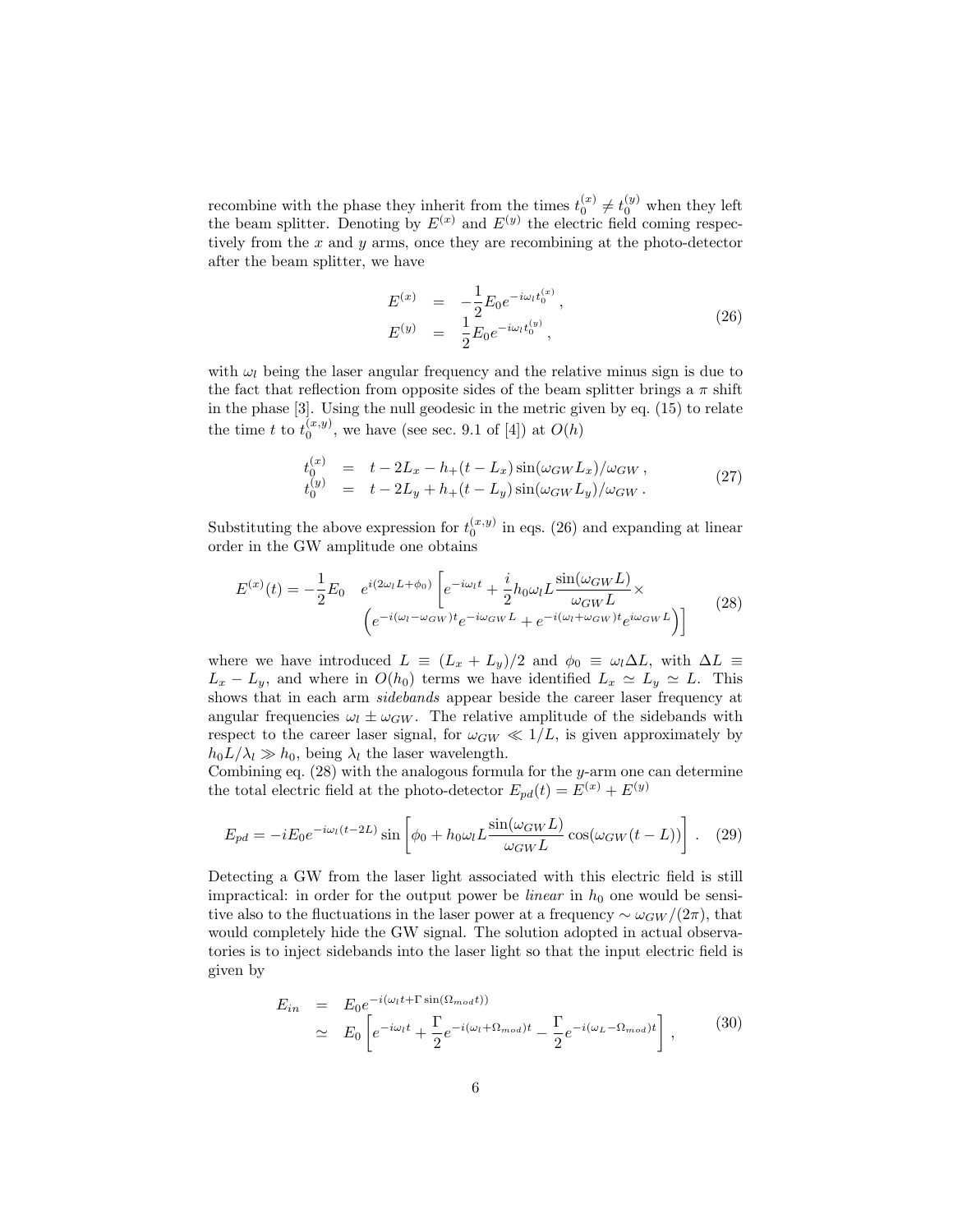recombine with the phase they inherit from the times $t_0^{(x)} \neq t_0^{(y)}$ when they left the beam splitter. Denoting by $E^{(x)}$ and $E^{(y)}$ the electric field coming respectively from the $x$ and $y$ arms, once they are recombining at the photo-detector after the beam splitter, we have

$$
\begin{aligned}
E^{(x)} &= -\frac{1}{2} E_0 e^{-i\omega_l t_0^{(x)}} \,, \\
E^{(y)} &= \frac{1}{2} E_0 e^{-i\omega_l t_0^{(y)}} \,,
\end{aligned}
\tag{26}
$$

with $\omega_l$ being the laser angular frequency and the relative minus sign is due to the fact that reflection from opposite sides of the beam splitter brings a $\pi$ shift in the phase [3]. Using the null geodesic in the metric given by eq. (15) to relate the time $t$ to $t_0^{(x,y)}$, we have (see sec. 9.1 of [4]) at $O(h)$

$$
\begin{aligned}
t_0^{(x)} &= t - 2L_x - h_+(t - L_x)\sin(\omega_{GW} L_x)/\omega_{GW} \,, \\
t_0^{(y)} &= t - 2L_y + h_+(t - L_y)\sin(\omega_{GW} L_y)/\omega_{GW} \,.
\end{aligned}
\tag{27}
$$

Substituting the above expression for $t_0^{(x,y)}$ in eqs. (26) and expanding at linear order in the GW amplitude one obtains

$$
\begin{aligned}
E^{(x)}(t) = -\frac{1}{2}E_0 \quad & e^{i(2\omega_l L + \phi_0)} \left[ e^{-i\omega_l t} + \frac{i}{2} h_0 \omega_l L \frac{\sin(\omega_{GW} L)}{\omega_{GW} L} \times \right. \\
& \left. \left( e^{-i(\omega_l - \omega_{GW})t} e^{-i\omega_{GW} L} + e^{-i(\omega_l + \omega_{GW})t} e^{i\omega_{GW} L} \right) \right]
\end{aligned}
\tag{28}
$$

where we have introduced $L \equiv (L_x + L_y)/2$ and $\phi_0 \equiv \omega_l \Delta L$, with $\Delta L \equiv L_x - L_y$, and where in $O(h_0)$ terms we have identified $L_x \simeq L_y \simeq L$. This shows that in each arm *sidebands* appear beside the career laser frequency at angular frequencies $\omega_l \pm \omega_{GW}$. The relative amplitude of the sidebands with respect to the career laser signal, for $\omega_{GW} \ll 1/L$, is given approximately by $h_0 L/\lambda_l \gg h_0$, being $\lambda_l$ the laser wavelength.

Combining eq. (28) with the analogous formula for the $y$-arm one can determine the total electric field at the photo-detector $E_{pd}(t) = E^{(x)} + E^{(y)}$

$$
E_{pd} = -iE_0 e^{-i\omega_l(t-2L)} \sin\left[ \phi_0 + h_0 \omega_l L \frac{\sin(\omega_{GW} L)}{\omega_{GW} L} \cos(\omega_{GW}(t - L)) \right] \,. \tag{29}
$$

Detecting a GW from the laser light associated with this electric field is still impractical: in order for the output power be *linear* in $h_0$ one would be sensitive also to the fluctuations in the laser power at a frequency $\sim \omega_{GW}/(2\pi)$, that would completely hide the GW signal. The solution adopted in actual observatories is to inject sidebands into the laser light so that the input electric field is given by

$$
\begin{aligned}
E_{in} &= E_0 e^{-i(\omega_l t + \Gamma \sin(\Omega_{mod} t))} \\
&\simeq E_0 \left[ e^{-i\omega_l t} + \frac{\Gamma}{2} e^{-i(\omega_l + \Omega_{mod})t} - \frac{\Gamma}{2} e^{-i(\omega_L - \Omega_{mod})t} \right] \,,
\end{aligned}
\tag{30}
$$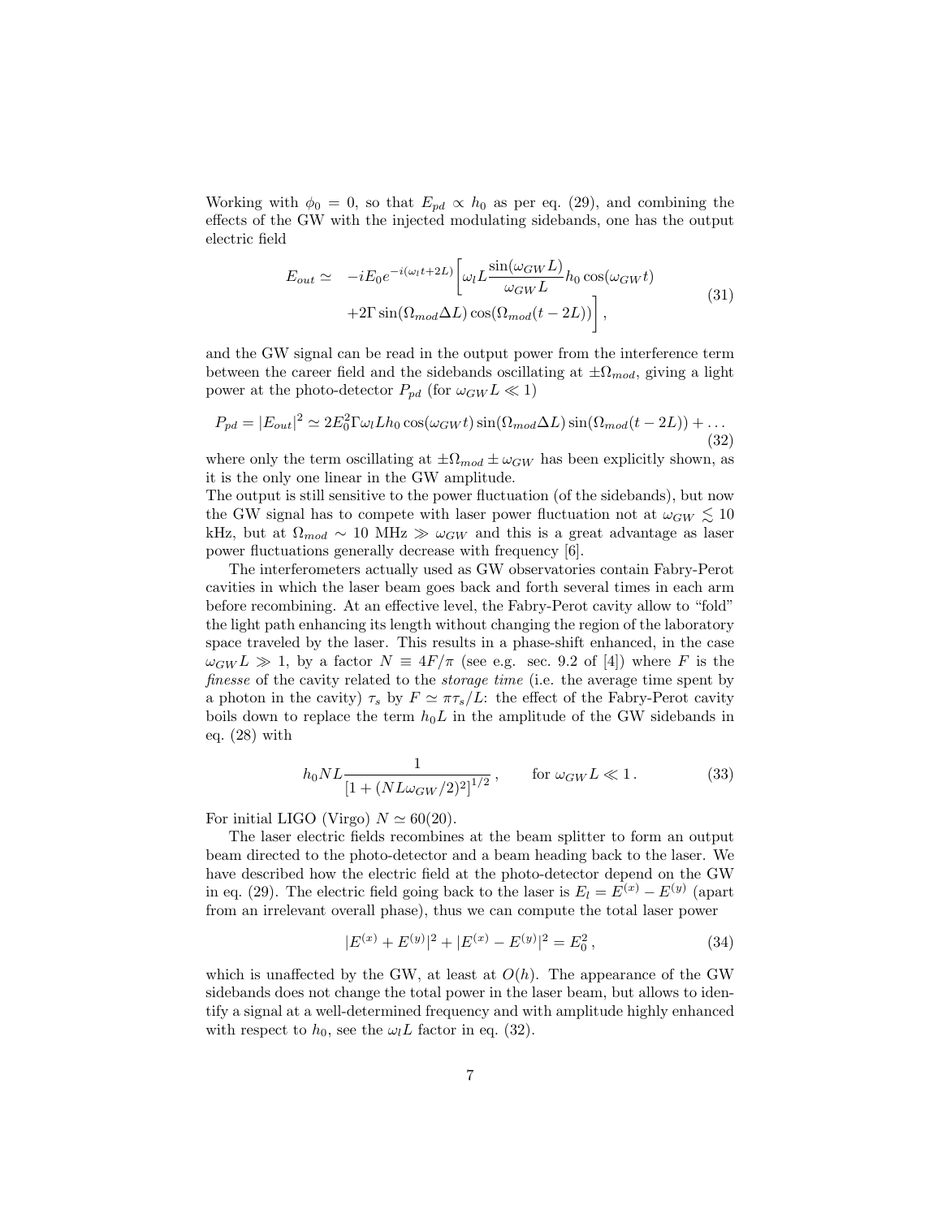Working with $\phi_0 = 0$, so that $E_{pd} \propto h_0$ as per eq. (29), and combining the effects of the GW with the injected modulating sidebands, one has the output electric field

$$
\begin{aligned}
E_{out} \simeq \quad & -iE_0 e^{-i(\omega_l t + 2L)} \left[ \omega_l L \frac{\sin(\omega_{GW} L)}{\omega_{GW} L} h_0 \cos(\omega_{GW} t) \right. \\
& \left. + 2\Gamma \sin(\Omega_{mod} \Delta L) \cos(\Omega_{mod}(t - 2L)) \right] ,
\end{aligned}
\tag{31}
$$

and the GW signal can be read in the output power from the interference term between the career field and the sidebands oscillating at $\pm\Omega_{mod}$, giving a light power at the photo-detector $P_{pd}$ (for $\omega_{GW} L \ll 1$)

$$
P_{pd} = |E_{out}|^2 \simeq 2E_0^2 \Gamma \omega_l L h_0 \cos(\omega_{GW} t) \sin(\Omega_{mod} \Delta L) \sin(\Omega_{mod}(t - 2L)) + \ldots
\tag{32}
$$

where only the term oscillating at $\pm\Omega_{mod} \pm \omega_{GW}$ has been explicitly shown, as it is the only one linear in the GW amplitude.

The output is still sensitive to the power fluctuation (of the sidebands), but now the GW signal has to compete with laser power fluctuation not at $\omega_{GW} \lesssim 10$ kHz, but at $\Omega_{mod} \sim 10$ MHz $\gg \omega_{GW}$ and this is a great advantage as laser power fluctuations generally decrease with frequency [6].

The interferometers actually used as GW observatories contain Fabry-Perot cavities in which the laser beam goes back and forth several times in each arm before recombining. At an effective level, the Fabry-Perot cavity allow to "fold" the light path enhancing its length without changing the region of the laboratory space traveled by the laser. This results in a phase-shift enhanced, in the case $\omega_{GW} L \gg 1$, by a factor $N \equiv 4F/\pi$ (see e.g. sec. 9.2 of [4]) where $F$ is the *finesse* of the cavity related to the *storage time* (i.e. the average time spent by a photon in the cavity) $\tau_s$ by $F \simeq \pi \tau_s / L$: the effect of the Fabry-Perot cavity boils down to replace the term $h_0 L$ in the amplitude of the GW sidebands in eq. (28) with

$$
h_0 N L \frac{1}{\left[1 + (N L \omega_{GW}/2)^2\right]^{1/2}} , \qquad \text{for } \omega_{GW} L \ll 1 .
\tag{33}
$$

For initial LIGO (Virgo) $N \simeq 60(20)$.

The laser electric fields recombines at the beam splitter to form an output beam directed to the photo-detector and a beam heading back to the laser. We have described how the electric field at the photo-detector depend on the GW in eq. (29). The electric field going back to the laser is $E_l = E^{(x)} - E^{(y)}$ (apart from an irrelevant overall phase), thus we can compute the total laser power

$$
|E^{(x)} + E^{(y)}|^2 + |E^{(x)} - E^{(y)}|^2 = E_0^2 ,
\tag{34}
$$

which is unaffected by the GW, at least at $O(h)$. The appearance of the GW sidebands does not change the total power in the laser beam, but allows to identify a signal at a well-determined frequency and with amplitude highly enhanced with respect to $h_0$, see the $\omega_l L$ factor in eq. (32).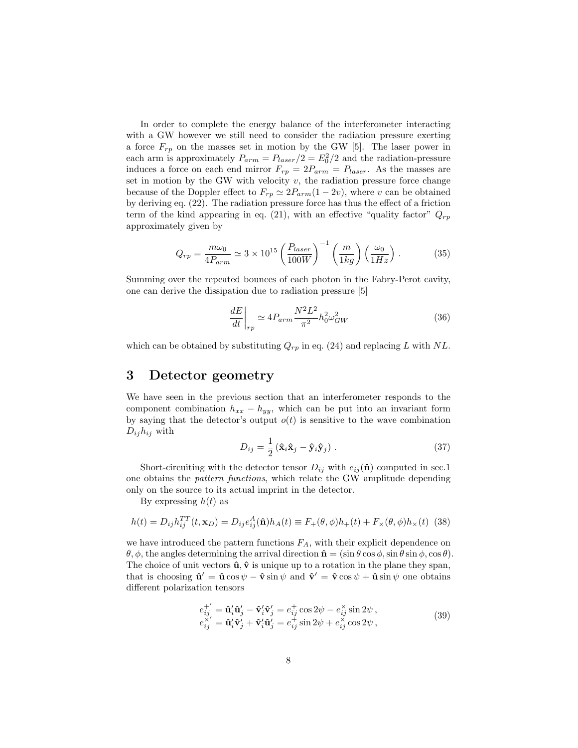In order to complete the energy balance of the interferometer interacting with a GW however we still need to consider the radiation pressure exerting a force $F_{rp}$ on the masses set in motion by the GW [5]. The laser power in each arm is approximately $P_{arm} = P_{laser}/2 = E_0^2/2$ and the radiation-pressure induces a force on each end mirror $F_{rp} = 2P_{arm} = P_{laser}$. As the masses are set in motion by the GW with velocity $v$, the radiation pressure force change because of the Doppler effect to $F_{rp} \simeq 2P_{arm}(1-2v)$, where $v$ can be obtained by deriving eq. (22). The radiation pressure force has thus the effect of a friction term of the kind appearing in eq. (21), with an effective "quality factor" $Q_{rp}$ approximately given by

$$Q_{rp} = \frac{m\omega_0}{4P_{arm}} \simeq 3 \times 10^{15} \left(\frac{P_{laser}}{100W}\right)^{-1} \left(\frac{m}{1kg}\right) \left(\frac{\omega_0}{1Hz}\right) . \tag{35}$$

Summing over the repeated bounces of each photon in the Fabry-Perot cavity, one can derive the dissipation due to radiation pressure [5]

$$\left.\frac{dE}{dt}\right|_{rp} \simeq 4P_{arm}\frac{N^2L^2}{\pi^2}h_0^2\omega_{GW}^2 \tag{36}$$

which can be obtained by substituting $Q_{rp}$ in eq. (24) and replacing $L$ with $NL$.

## 3 Detector geometry

We have seen in the previous section that an interferometer responds to the component combination $h_{xx} - h_{yy}$, which can be put into an invariant form by saying that the detector's output $o(t)$ is sensitive to the wave combination $D_{ij}h_{ij}$ with

$$D_{ij} = \frac{1}{2}\left(\hat{\mathbf{x}}_i\hat{\mathbf{x}}_j - \hat{\mathbf{y}}_i\hat{\mathbf{y}}_j\right) . \tag{37}$$

Short-circuiting with the detector tensor $D_{ij}$ with $e_{ij}(\hat{\mathbf{n}})$ computed in sec.1 one obtains the *pattern functions*, which relate the GW amplitude depending only on the source to its actual imprint in the detector.

By expressing $h(t)$ as

$$h(t) = D_{ij}h_{ij}^{TT}(t,\mathbf{x}_D) = D_{ij}e_{ij}^A(\hat{\mathbf{n}})h_A(t) \equiv F_+(\theta,\phi)h_+(t) + F_\times(\theta,\phi)h_\times(t) \tag{38}$$

we have introduced the pattern functions $F_A$, with their explicit dependence on $\theta, \phi$, the angles determining the arrival direction $\hat{\mathbf{n}} = (\sin\theta\cos\phi, \sin\theta\sin\phi, \cos\theta)$. The choice of unit vectors $\hat{\mathbf{u}}, \hat{\mathbf{v}}$ is unique up to a rotation in the plane they span, that is choosing $\hat{\mathbf{u}}' = \hat{\mathbf{u}}\cos\psi - \hat{\mathbf{v}}\sin\psi$ and $\hat{\mathbf{v}}' = \hat{\mathbf{v}}\cos\psi + \hat{\mathbf{u}}\sin\psi$ one obtains different polarization tensors

$$\begin{aligned} e_{ij}^{+'} &= \hat{\mathbf{u}}_i'\hat{\mathbf{u}}_j' - \hat{\mathbf{v}}_i'\hat{\mathbf{v}}_j' = e_{ij}^+\cos 2\psi - e_{ij}^\times \sin 2\psi\,, \\ e_{ij}^{\times'} &= \hat{\mathbf{u}}_i'\hat{\mathbf{v}}_j' + \hat{\mathbf{v}}_i'\hat{\mathbf{u}}_j' = e_{ij}^+\sin 2\psi + e_{ij}^\times \cos 2\psi\,, \end{aligned} \tag{39}$$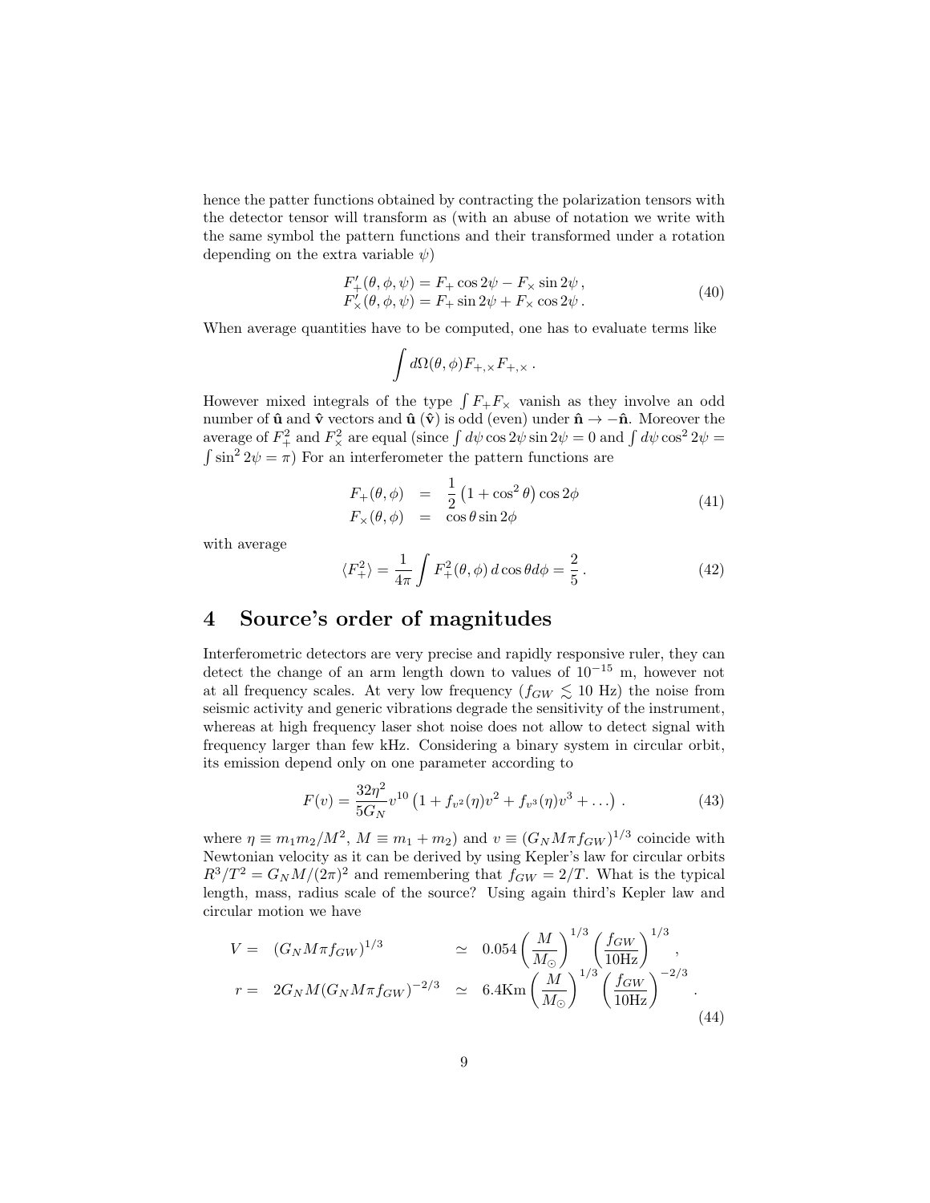hence the patter functions obtained by contracting the polarization tensors with the detector tensor will transform as (with an abuse of notation we write with the same symbol the pattern functions and their transformed under a rotation depending on the extra variable $\psi$)

$$
\begin{array}{l}
F'_+(\theta,\phi,\psi) = F_+ \cos 2\psi - F_\times \sin 2\psi \,, \\
F'_\times(\theta,\phi,\psi) = F_+ \sin 2\psi + F_\times \cos 2\psi \,.
\end{array}
\tag{40}
$$

When average quantities have to be computed, one has to evaluate terms like

$$
\int d\Omega(\theta,\phi) F_{+,\times} F_{+,\times} \,.
$$

However mixed integrals of the type $\int F_+ F_\times$ vanish as they involve an odd number of $\hat{\mathbf{u}}$ and $\hat{\mathbf{v}}$ vectors and $\hat{\mathbf{u}}$ ($\hat{\mathbf{v}}$) is odd (even) under $\hat{\mathbf{n}} \to -\hat{\mathbf{n}}$. Moreover the average of $F_+^2$ and $F_\times^2$ are equal (since $\int d\psi \cos 2\psi \sin 2\psi = 0$ and $\int d\psi \cos^2 2\psi = \int \sin^2 2\psi = \pi$) For an interferometer the pattern functions are

$$
\begin{array}{rcl}
F_+(\theta,\phi) & = & \dfrac{1}{2}\left(1+\cos^2\theta\right)\cos 2\phi \\
F_\times(\theta,\phi) & = & \cos\theta \sin 2\phi
\end{array}
\tag{41}
$$

with average

$$
\langle F_+^2 \rangle = \frac{1}{4\pi}\int F_+^2(\theta,\phi)\, d\cos\theta d\phi = \frac{2}{5}\,.
\tag{42}
$$

# 4 Source's order of magnitudes

Interferometric detectors are very precise and rapidly responsive ruler, they can detect the change of an arm length down to values of $10^{-15}$ m, however not at all frequency scales. At very low frequency ($f_{GW} \lesssim 10$ Hz) the noise from seismic activity and generic vibrations degrade the sensitivity of the instrument, whereas at high frequency laser shot noise does not allow to detect signal with frequency larger than few kHz. Considering a binary system in circular orbit, its emission depend only on one parameter according to

$$
F(v) = \frac{32\eta^2}{5G_N} v^{10}\left(1 + f_{v^2}(\eta)v^2 + f_{v^3}(\eta)v^3 + \ldots\right)\,.
\tag{43}
$$

where $\eta \equiv m_1 m_2/M^2$, $M \equiv m_1 + m_2$) and $v \equiv (G_N M \pi f_{GW})^{1/3}$ coincide with Newtonian velocity as it can be derived by using Kepler's law for circular orbits $R^3/T^2 = G_N M/(2\pi)^2$ and remembering that $f_{GW} = 2/T$. What is the typical length, mass, radius scale of the source? Using again third's Kepler law and circular motion we have

$$
\begin{array}{rlcl}
V = & (G_N M \pi f_{GW})^{1/3} & \simeq & 0.054\left(\dfrac{M}{M_\odot}\right)^{1/3}\left(\dfrac{f_{GW}}{10\text{Hz}}\right)^{1/3}, \\
r = & 2G_N M (G_N M \pi f_{GW})^{-2/3} & \simeq & 6.4\text{Km}\left(\dfrac{M}{M_\odot}\right)^{1/3}\left(\dfrac{f_{GW}}{10\text{Hz}}\right)^{-2/3}.
\end{array}
\tag{44}
$$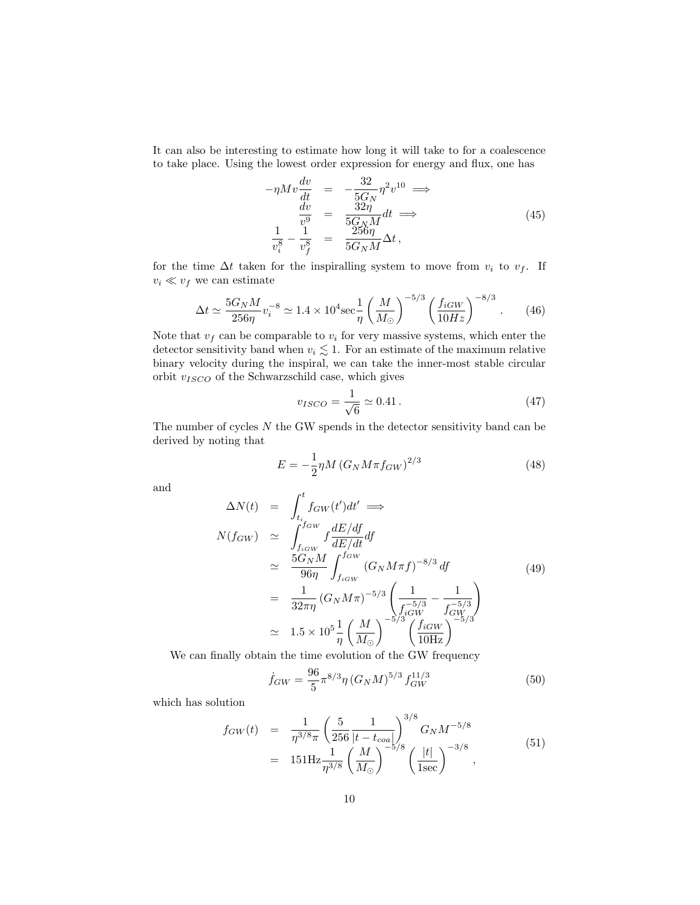It can also be interesting to estimate how long it will take to for a coalescence to take place. Using the lowest order expression for energy and flux, one has

$$
\begin{aligned}
-\eta M v \frac{dv}{dt} &= -\frac{32}{5G_N}\eta^2 v^{10} \implies \\
\frac{dv}{v^9} &= \frac{32\eta}{5G_N M}dt \implies \\
\frac{1}{v_i^8} - \frac{1}{v_f^8} &= \frac{256\eta}{5G_N M}\Delta t\,,
\end{aligned}
\tag{45}
$$

for the time $\Delta t$ taken for the inspiralling system to move from $v_i$ to $v_f$. If $v_i \ll v_f$ we can estimate

$$
\Delta t \simeq \frac{5G_N M}{256\eta}v_i^{-8} \simeq 1.4\times 10^4 \text{sec}\frac{1}{\eta}\left(\frac{M}{M_\odot}\right)^{-5/3}\left(\frac{f_{iGW}}{10Hz}\right)^{-8/3}\,. \tag{46}
$$

Note that $v_f$ can be comparable to $v_i$ for very massive systems, which enter the detector sensitivity band when $v_i \lesssim 1$. For an estimate of the maximum relative binary velocity during the inspiral, we can take the inner-most stable circular orbit $v_{ISCO}$ of the Schwarzschild case, which gives

$$
v_{ISCO} = \frac{1}{\sqrt{6}} \simeq 0.41\,. \tag{47}
$$

The number of cycles $N$ the GW spends in the detector sensitivity band can be derived by noting that

$$
E = -\frac{1}{2}\eta M \left(G_N M \pi f_{GW}\right)^{2/3} \tag{48}
$$

and

$$
\begin{aligned}
\Delta N(t) &= \int_{t_i}^{t} f_{GW}(t')dt' \implies \\
N(f_{GW}) &\simeq \int_{f_{iGW}}^{f_{GW}} f\frac{dE/df}{dE/dt}df \\
&\simeq \frac{5G_N M}{96\eta}\int_{f_{iGW}}^{f_{GW}} \left(G_N M\pi f\right)^{-8/3}df \\
&= \frac{1}{32\pi\eta}\left(G_N M\pi\right)^{-5/3}\left(\frac{1}{f_{iGW}^{-5/3}} - \frac{1}{f_{GW}^{-5/3}}\right) \\
&\simeq 1.5\times 10^5\frac{1}{\eta}\left(\frac{M}{M_\odot}\right)^{-5/3}\left(\frac{f_{iGW}}{10\text{Hz}}\right)^{-5/3}
\end{aligned}
\tag{49}
$$

We can finally obtain the time evolution of the GW frequency

$$
\dot{f}_{GW} = \frac{96}{5}\pi^{8/3}\eta\left(G_N M\right)^{5/3} f_{GW}^{11/3} \tag{50}
$$

which has solution

$$
\begin{aligned}
f_{GW}(t) &= \frac{1}{\eta^{3/8}\pi}\left(\frac{5}{256}\frac{1}{|t-t_{coa}|}\right)^{3/8} G_N M^{-5/8} \\
&= 151\text{Hz}\frac{1}{\eta^{3/8}}\left(\frac{M}{M_\odot}\right)^{-5/8}\left(\frac{|t|}{1\text{sec}}\right)^{-3/8}\,,
\end{aligned}
\tag{51}
$$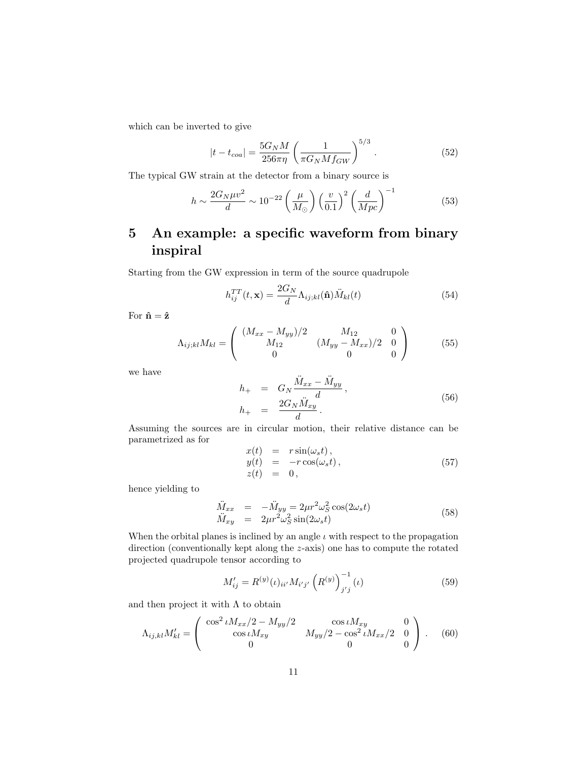which can be inverted to give

$$|t - t_{coa}| = \frac{5G_N M}{256\pi\eta}\left(\frac{1}{\pi G_N M f_{GW}}\right)^{5/3}. \tag{52}$$

The typical GW strain at the detector from a binary source is

$$h \sim \frac{2G_N \mu v^2}{d} \sim 10^{-22}\left(\frac{\mu}{M_\odot}\right)\left(\frac{v}{0.1}\right)^2\left(\frac{d}{Mpc}\right)^{-1} \tag{53}$$

# 5 An example: a specific waveform from binary inspiral

Starting from the GW expression in term of the source quadrupole

$$h_{ij}^{TT}(t,\mathbf{x}) = \frac{2G_N}{d}\Lambda_{ij;kl}(\hat{\mathbf{n}})\ddot{M}_{kl}(t) \tag{54}$$

For $\hat{\mathbf{n}} = \hat{\mathbf{z}}$

$$\Lambda_{ij;kl}M_{kl} = \left(\begin{array}{ccc} (M_{xx}-M_{yy})/2 & M_{12} & 0 \\ M_{12} & (M_{yy}-M_{xx})/2 & 0 \\ 0 & 0 & 0 \end{array}\right) \tag{55}$$

we have

$$\begin{aligned} h_+ &= G_N\frac{\ddot{M}_{xx}-\ddot{M}_{yy}}{d}\,, \\ h_+ &= \frac{2G_N\ddot{M}_{xy}}{d}\,. \end{aligned} \tag{56}$$

Assuming the sources are in circular motion, their relative distance can be parametrized as for

$$\begin{aligned} x(t) &= r\sin(\omega_s t)\,, \\ y(t) &= -r\cos(\omega_s t)\,, \\ z(t) &= 0\,, \end{aligned} \tag{57}$$

hence yielding to

$$\begin{aligned} \ddot{M}_{xx} &= -\ddot{M}_{yy} = 2\mu r^2\omega_S^2\cos(2\omega_s t) \\ \ddot{M}_{xy} &= 2\mu r^2\omega_S^2\sin(2\omega_s t) \end{aligned} \tag{58}$$

When the orbital planes is inclined by an angle $\iota$ with respect to the propagation direction (conventionally kept along the $z$-axis) one has to compute the rotated projected quadrupole tensor according to

$$M'_{ij} = R^{(y)}(\iota)_{ii'}M_{i'j'}\left(R^{(y)}\right)^{-1}_{j'j}(\iota) \tag{59}$$

and then project it with $\Lambda$ to obtain

$$\Lambda_{ij,kl}M'_{kl} = \left(\begin{array}{ccc} \cos^2\iota M_{xx}/2 - M_{yy}/2 & \cos\iota M_{xy} & 0 \\ \cos\iota M_{xy} & M_{yy}/2 - \cos^2\iota M_{xx}/2 & 0 \\ 0 & 0 & 0 \end{array}\right). \tag{60}$$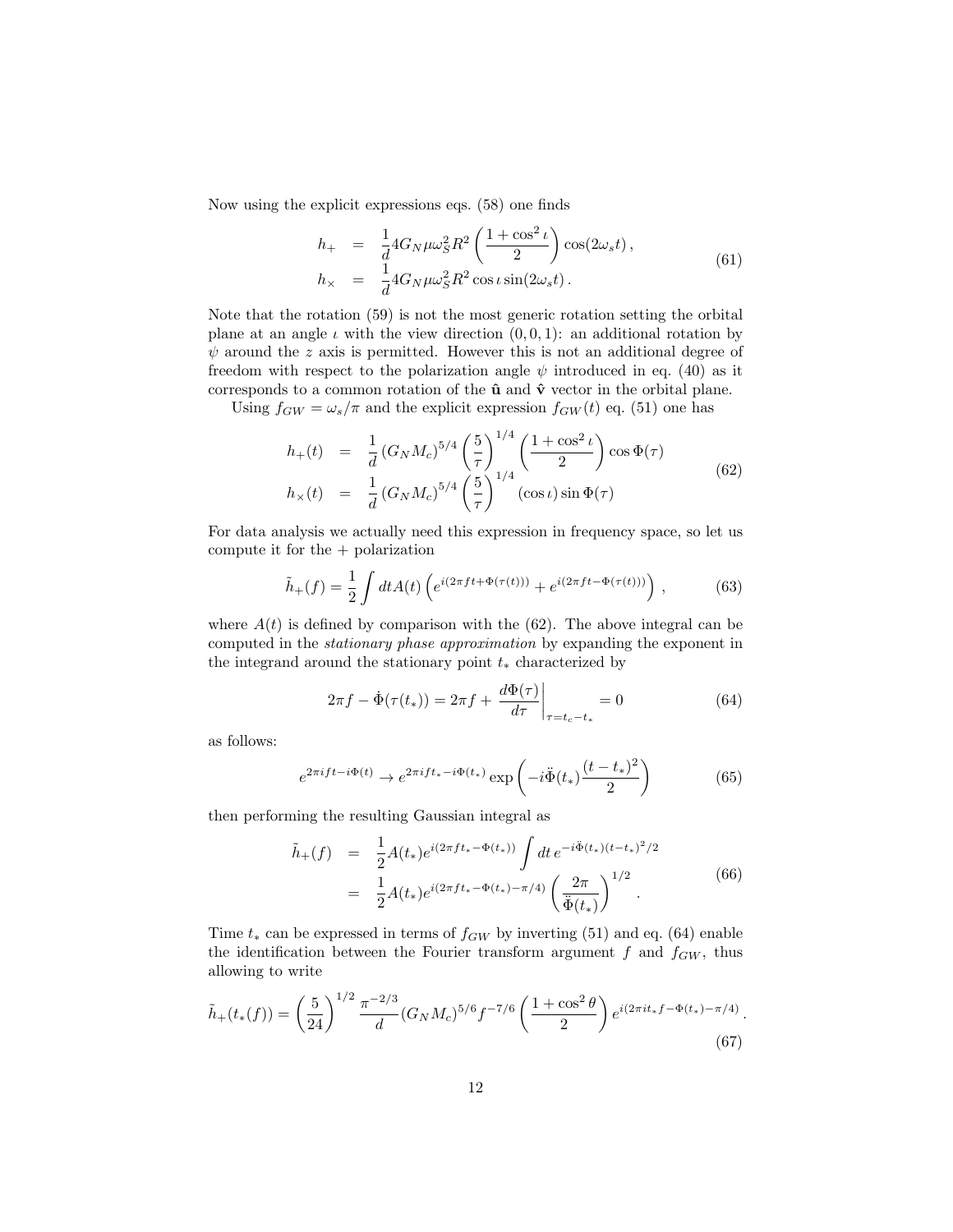Now using the explicit expressions eqs. (58) one finds

$$
\begin{aligned}
h_+ &= \frac{1}{d} 4 G_N \mu \omega_S^2 R^2 \left(\frac{1+\cos^2\iota}{2}\right) \cos(2\omega_s t)\,, \\
h_\times &= \frac{1}{d} 4 G_N \mu \omega_S^2 R^2 \cos\iota \sin(2\omega_s t)\,.
\end{aligned}
\tag{61}
$$

Note that the rotation (59) is not the most generic rotation setting the orbital plane at an angle $\iota$ with the view direction $(0,0,1)$: an additional rotation by $\psi$ around the $z$ axis is permitted. However this is not an additional degree of freedom with respect to the polarization angle $\psi$ introduced in eq. (40) as it corresponds to a common rotation of the $\hat{\mathbf{u}}$ and $\hat{\mathbf{v}}$ vector in the orbital plane.

Using $f_{GW} = \omega_s/\pi$ and the explicit expression $f_{GW}(t)$ eq. (51) one has

$$
\begin{aligned}
h_+(t) &= \frac{1}{d} \left(G_N M_c\right)^{5/4} \left(\frac{5}{\tau}\right)^{1/4} \left(\frac{1+\cos^2\iota}{2}\right) \cos\Phi(\tau) \\
h_\times(t) &= \frac{1}{d} \left(G_N M_c\right)^{5/4} \left(\frac{5}{\tau}\right)^{1/4} (\cos\iota) \sin\Phi(\tau)
\end{aligned}
\tag{62}
$$

For data analysis we actually need this expression in frequency space, so let us compute it for the + polarization

$$
\tilde{h}_+(f) = \frac{1}{2} \int dt A(t) \left( e^{i(2\pi f t + \Phi(\tau(t)))} + e^{i(2\pi f t - \Phi(\tau(t)))} \right)\,,
\tag{63}
$$

where $A(t)$ is defined by comparison with the (62). The above integral can be computed in the *stationary phase approximation* by expanding the exponent in the integrand around the stationary point $t_*$ characterized by

$$
2\pi f - \dot{\Phi}(\tau(t_*)) = 2\pi f + \left.\frac{d\Phi(\tau)}{d\tau}\right|_{\tau = t_c - t_*} = 0
\tag{64}
$$

as follows:

$$
e^{2\pi i f t - i\Phi(t)} \to e^{2\pi i f t_* - i\Phi(t_*)} \exp\left(-i\ddot{\Phi}(t_*) \frac{(t-t_*)^2}{2}\right)
\tag{65}
$$

then performing the resulting Gaussian integral as

$$
\begin{aligned}
\tilde{h}_+(f) &= \frac{1}{2} A(t_*) e^{i(2\pi f t_* - \Phi(t_*))} \int dt\, e^{-i\ddot{\Phi}(t_*)(t-t_*)^2/2} \\
&= \frac{1}{2} A(t_*) e^{i(2\pi f t_* - \Phi(t_*) - \pi/4)} \left(\frac{2\pi}{\ddot{\Phi}(t_*)}\right)^{1/2}\,.
\end{aligned}
\tag{66}
$$

Time $t_*$ can be expressed in terms of $f_{GW}$ by inverting (51) and eq. (64) enable the identification between the Fourier transform argument $f$ and $f_{GW}$, thus allowing to write

$$
\tilde{h}_+(t_*(f)) = \left(\frac{5}{24}\right)^{1/2} \frac{\pi^{-2/3}}{d} (G_N M_c)^{5/6} f^{-7/6} \left(\frac{1+\cos^2\theta}{2}\right) e^{i(2\pi i t_* f - \Phi(t_*) - \pi/4)}\,.
\tag{67}
$$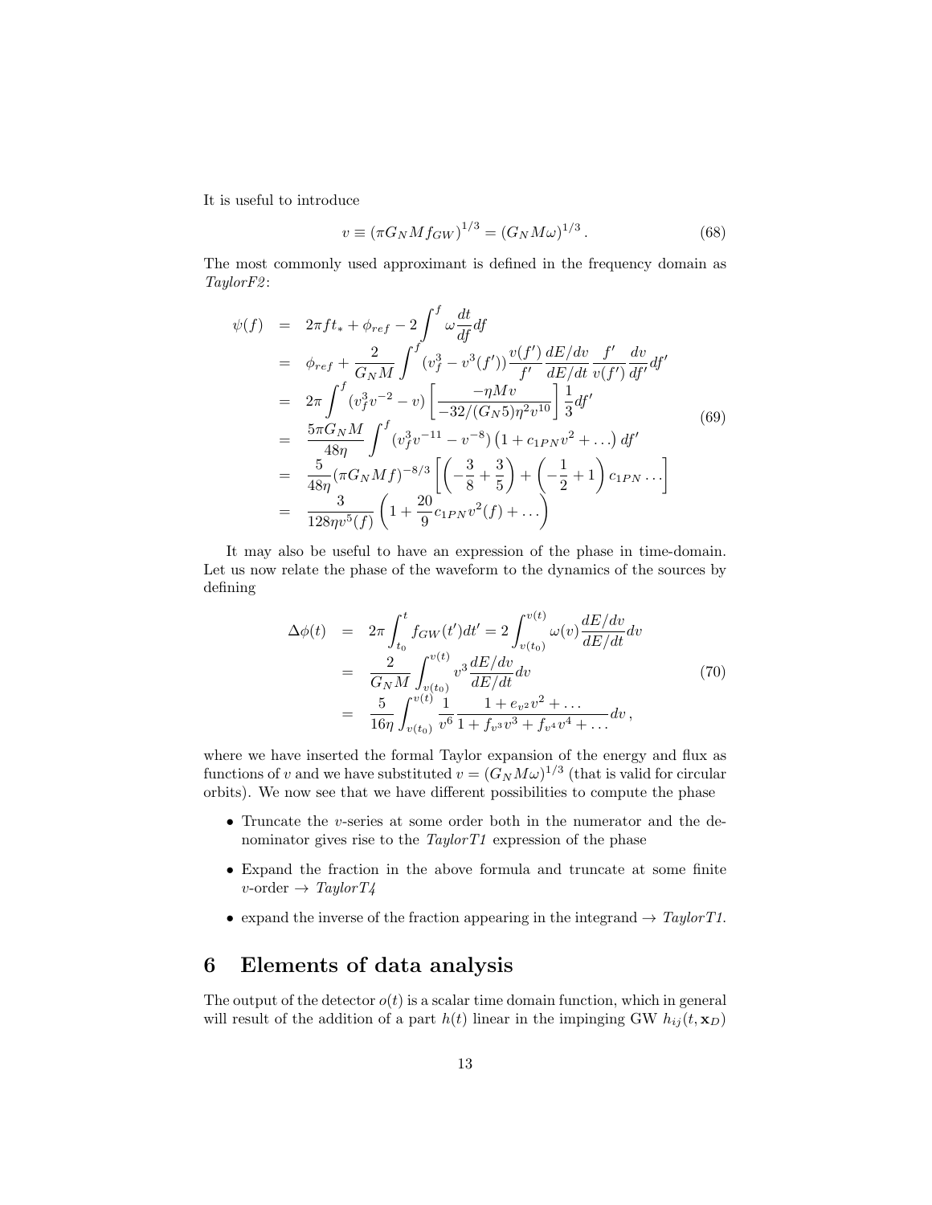It is useful to introduce

$$v \equiv (\pi G_N M f_{GW})^{1/3} = (G_N M \omega)^{1/3} \,. \tag{68}$$

The most commonly used approximant is defined in the frequency domain as *TaylorF2*:

$$\begin{aligned}
\psi(f) &= 2\pi f t_* + \phi_{ref} - 2\int^f \omega \frac{dt}{df} df \\
&= \phi_{ref} + \frac{2}{G_N M}\int^f (v_f^3 - v^3(f'))\frac{v(f')}{f'}\frac{dE/dv}{dE/dt}\frac{f'}{v(f')}\frac{dv}{df'}df' \\
&= 2\pi\int^f (v_f^3 v^{-2} - v)\left[\frac{-\eta M v}{-32/(G_N 5)\eta^2 v^{10}}\right]\frac{1}{3}df' \\
&= \frac{5\pi G_N M}{48\eta}\int^f (v_f^3 v^{-11} - v^{-8})\left(1 + c_{1PN}v^2 + \ldots\right) df' \\
&= \frac{5}{48\eta}(\pi G_N M f)^{-8/3}\left[\left(-\frac{3}{8}+\frac{3}{5}\right) + \left(-\frac{1}{2}+1\right)c_{1PN}\ldots\right] \\
&= \frac{3}{128\eta v^5(f)}\left(1 + \frac{20}{9}c_{1PN}v^2(f) + \ldots\right)
\end{aligned} \tag{69}$$

It may also be useful to have an expression of the phase in time-domain. Let us now relate the phase of the waveform to the dynamics of the sources by defining

$$\begin{aligned}
\Delta\phi(t) &= 2\pi\int_{t_0}^{t} f_{GW}(t')dt' = 2\int_{v(t_0)}^{v(t)} \omega(v)\frac{dE/dv}{dE/dt}dv \\
&= \frac{2}{G_N M}\int_{v(t_0)}^{v(t)} v^3\frac{dE/dv}{dE/dt}dv \\
&= \frac{5}{16\eta}\int_{v(t_0)}^{v(t)}\frac{1}{v^6}\frac{1 + e_{v^2}v^2 + \ldots}{1 + f_{v^3}v^3 + f_{v^4}v^4 + \ldots}dv \,,
\end{aligned} \tag{70}$$

where we have inserted the formal Taylor expansion of the energy and flux as functions of $v$ and we have substituted $v = (G_N M\omega)^{1/3}$ (that is valid for circular orbits). We now see that we have different possibilities to compute the phase

- Truncate the $v$-series at some order both in the numerator and the denominator gives rise to the *TaylorT1* expression of the phase
- Expand the fraction in the above formula and truncate at some finite $v$-order $\to$ *TaylorT4*
- expand the inverse of the fraction appearing in the integrand $\to$ *TaylorT1*.

# 6 Elements of data analysis

The output of the detector $o(t)$ is a scalar time domain function, which in general will result of the addition of a part $h(t)$ linear in the impinging GW $h_{ij}(t, \mathbf{x}_D)$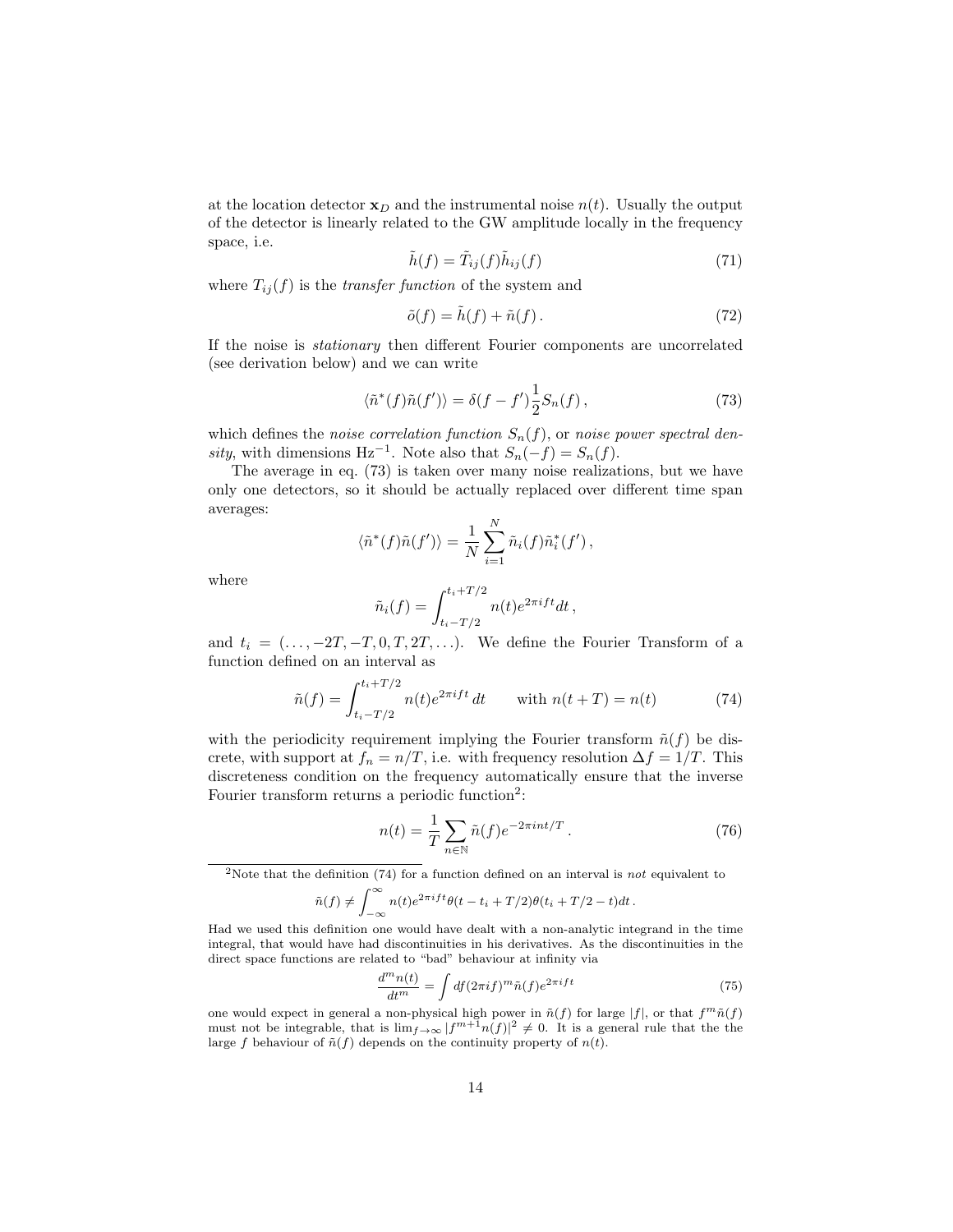at the location detector $\mathbf{x}_D$ and the instrumental noise $n(t)$. Usually the output of the detector is linearly related to the GW amplitude locally in the frequency space, i.e.

$$\tilde{h}(f) = \tilde{T}_{ij}(f)\tilde{h}_{ij}(f) \tag{71}$$

where $T_{ij}(f)$ is the *transfer function* of the system and

$$\tilde{o}(f) = \tilde{h}(f) + \tilde{n}(f)\,. \tag{72}$$

If the noise is *stationary* then different Fourier components are uncorrelated (see derivation below) and we can write

$$\langle \tilde{n}^*(f)\tilde{n}(f')\rangle = \delta(f-f')\frac{1}{2}S_n(f)\,, \tag{73}$$

which defines the *noise correlation function* $S_n(f)$, or *noise power spectral density*, with dimensions $\mathrm{Hz}^{-1}$. Note also that $S_n(-f) = S_n(f)$.

The average in eq. (73) is taken over many noise realizations, but we have only one detectors, so it should be actually replaced over different time span averages:

$$\langle \tilde{n}^*(f)\tilde{n}(f')\rangle = \frac{1}{N}\sum_{i=1}^{N}\tilde{n}_i(f)\tilde{n}_i^*(f')\,,$$

where

$$\tilde{n}_i(f) = \int_{t_i-T/2}^{t_i+T/2} n(t)e^{2\pi i f t}dt\,,$$

and $t_i = (\ldots, -2T, -T, 0, T, 2T, \ldots)$. We define the Fourier Transform of a function defined on an interval as

$$\tilde{n}(f) = \int_{t_i-T/2}^{t_i+T/2} n(t)e^{2\pi i f t}\,dt \qquad \text{with } n(t+T) = n(t) \tag{74}$$

with the periodicity requirement implying the Fourier transform $\tilde{n}(f)$ be discrete, with support at $f_n = n/T$, i.e. with frequency resolution $\Delta f = 1/T$. This discreteness condition on the frequency automatically ensure that the inverse Fourier transform returns a periodic function[2]:

$$n(t) = \frac{1}{T}\sum_{n\in\mathbb{N}}\tilde{n}(f)e^{-2\pi i n t/T}\,. \tag{76}$$

---

[2]Note that the definition (74) for a function defined on an interval is *not* equivalent to

$$\tilde{n}(f) \neq \int_{-\infty}^{\infty} n(t)e^{2\pi i f t}\theta(t-t_i+T/2)\theta(t_i+T/2-t)dt\,.$$

Had we used this definition one would have dealt with a non-analytic integrand in the time integral, that would have had discontinuities in his derivatives. As the discontinuities in the direct space functions are related to "bad" behaviour at infinity via

$$\frac{d^m n(t)}{dt^m} = \int df(2\pi i f)^m\tilde{n}(f)e^{2\pi i f t} \tag{75}$$

one would expect in general a non-physical high power in $\tilde{n}(f)$ for large $|f|$, or that $f^m\tilde{n}(f)$ must not be integrable, that is $\lim_{f\to\infty}|f^{m+1}n(f)|^2 \neq 0$. It is a general rule that the the large $f$ behaviour of $\tilde{n}(f)$ depends on the continuity property of $n(t)$.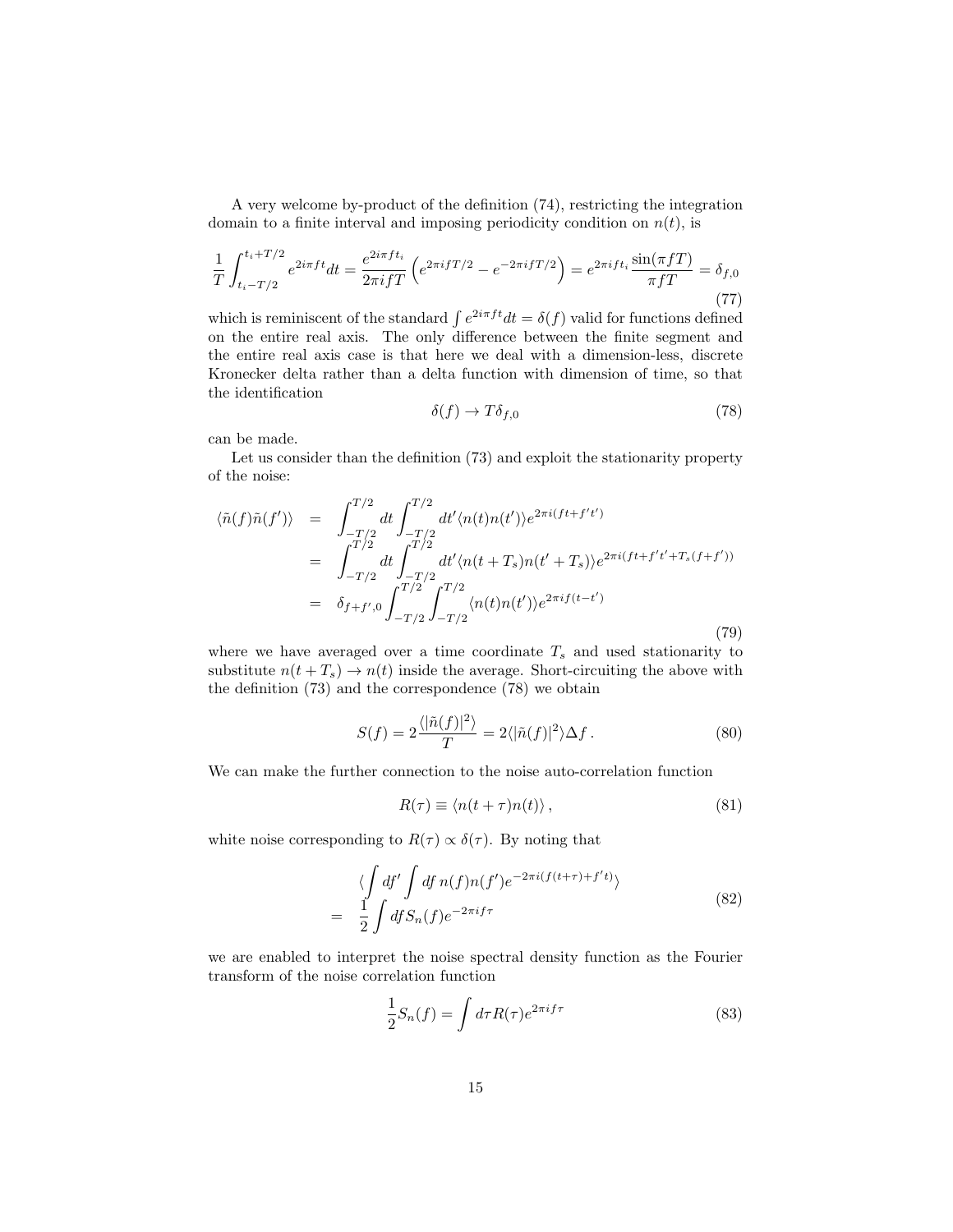A very welcome by-product of the definition (74), restricting the integration domain to a finite interval and imposing periodicity condition on $n(t)$, is

$$
\frac{1}{T}\int_{t_i - T/2}^{t_i + T/2} e^{2i\pi f t} dt = \frac{e^{2i\pi f t_i}}{2\pi i f T}\left(e^{2\pi i f T/2} - e^{-2\pi i f T/2}\right) = e^{2\pi i f t_i}\frac{\sin(\pi f T)}{\pi f T} = \delta_{f,0} \tag{77}
$$

which is reminiscent of the standard $\int e^{2i\pi f t} dt = \delta(f)$ valid for functions defined on the entire real axis. The only difference between the finite segment and the entire real axis case is that here we deal with a dimension-less, discrete Kronecker delta rather than a delta function with dimension of time, so that the identification

$$
\delta(f) \to T\delta_{f,0} \tag{78}
$$

can be made.

Let us consider than the definition (73) and exploit the stationarity property of the noise:

$$
\begin{aligned}
\langle \tilde{n}(f)\tilde{n}(f')\rangle &= \int_{-T/2}^{T/2} dt \int_{-T/2}^{T/2} dt' \langle n(t) n(t')\rangle e^{2\pi i (ft + f't')} \\
&= \int_{-T/2}^{T/2} dt \int_{-T/2}^{T/2} dt' \langle n(t+T_s) n(t'+T_s)\rangle e^{2\pi i (ft + f't' + T_s(f+f'))} \\
&= \delta_{f+f',0}\int_{-T/2}^{T/2}\int_{-T/2}^{T/2} \langle n(t) n(t')\rangle e^{2\pi i f (t-t')}
\end{aligned} \tag{79}
$$

where we have averaged over a time coordinate $T_s$ and used stationarity to substitute $n(t + T_s) \to n(t)$ inside the average. Short-circuiting the above with the definition (73) and the correspondence (78) we obtain

$$
S(f) = 2\frac{\langle |\tilde{n}(f)|^2\rangle}{T} = 2\langle |\tilde{n}(f)|^2\rangle \Delta f\,. \tag{80}
$$

We can make the further connection to the noise auto-correlation function

$$
R(\tau) \equiv \langle n(t+\tau) n(t)\rangle\,, \tag{81}
$$

white noise corresponding to $R(\tau) \propto \delta(\tau)$. By noting that

$$
\begin{aligned}
&\langle \int df' \int df\, n(f) n(f') e^{-2\pi i (f(t+\tau) + f't)}\rangle \\
=\;& \frac{1}{2}\int df S_n(f) e^{-2\pi i f \tau}
\end{aligned} \tag{82}
$$

we are enabled to interpret the noise spectral density function as the Fourier transform of the noise correlation function

$$
\frac{1}{2}S_n(f) = \int d\tau R(\tau) e^{2\pi i f \tau} \tag{83}
$$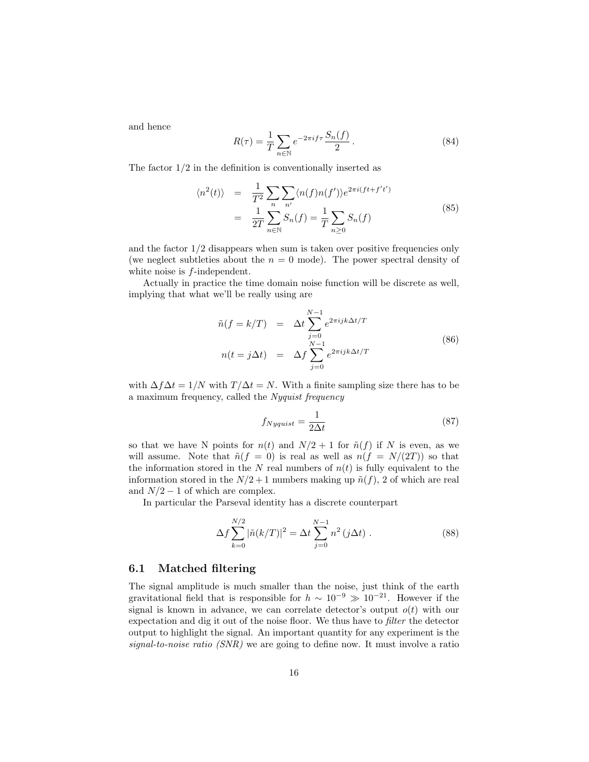and hence

$$R(\tau) = \frac{1}{T} \sum_{n \in \mathbb{N}} e^{-2\pi i f \tau} \frac{S_n(f)}{2} \,. \tag{84}$$

The factor 1/2 in the definition is conventionally inserted as

$$\begin{aligned} \langle n^2(t) \rangle &= \frac{1}{T^2} \sum_{n} \sum_{n'} \langle n(f) n(f') \rangle e^{2\pi i (ft + f't')} \\ &= \frac{1}{2T} \sum_{n \in \mathbb{N}} S_n(f) = \frac{1}{T} \sum_{n \geq 0} S_n(f) \end{aligned} \tag{85}$$

and the factor 1/2 disappears when sum is taken over positive frequencies only (we neglect subtleties about the $n = 0$ mode). The power spectral density of white noise is $f$-independent.

Actually in practice the time domain noise function will be discrete as well, implying that what we'll be really using are

$$\begin{aligned} \tilde{n}(f = k/T) &= \Delta t \sum_{j=0}^{N-1} e^{2\pi i j k \Delta t / T} \\ n(t = j\Delta t) &= \Delta f \sum_{j=0}^{N-1} e^{2\pi i j k \Delta t / T} \end{aligned} \tag{86}$$

with $\Delta f \Delta t = 1/N$ with $T/\Delta t = N$. With a finite sampling size there has to be a maximum frequency, called the *Nyquist frequency*

$$f_{Nyquist} = \frac{1}{2\Delta t} \tag{87}$$

so that we have N points for $n(t)$ and $N/2 + 1$ for $\tilde{n}(f)$ if $N$ is even, as we will assume. Note that $\tilde{n}(f = 0)$ is real as well as $n(f = N/(2T))$ so that the information stored in the $N$ real numbers of $n(t)$ is fully equivalent to the information stored in the $N/2 + 1$ numbers making up $\tilde{n}(f)$, 2 of which are real and $N/2 - 1$ of which are complex.

In particular the Parseval identity has a discrete counterpart

$$\Delta f \sum_{k=0}^{N/2} |\tilde{n}(k/T)|^2 = \Delta t \sum_{j=0}^{N-1} n^2 (j\Delta t) \,. \tag{88}$$

## 6.1 Matched filtering

The signal amplitude is much smaller than the noise, just think of the earth gravitational field that is responsible for $h \sim 10^{-9} \gg 10^{-21}$. However if the signal is known in advance, we can correlate detector's output $o(t)$ with our expectation and dig it out of the noise floor. We thus have to *filter* the detector output to highlight the signal. An important quantity for any experiment is the *signal-to-noise ratio (SNR)* we are going to define now. It must involve a ratio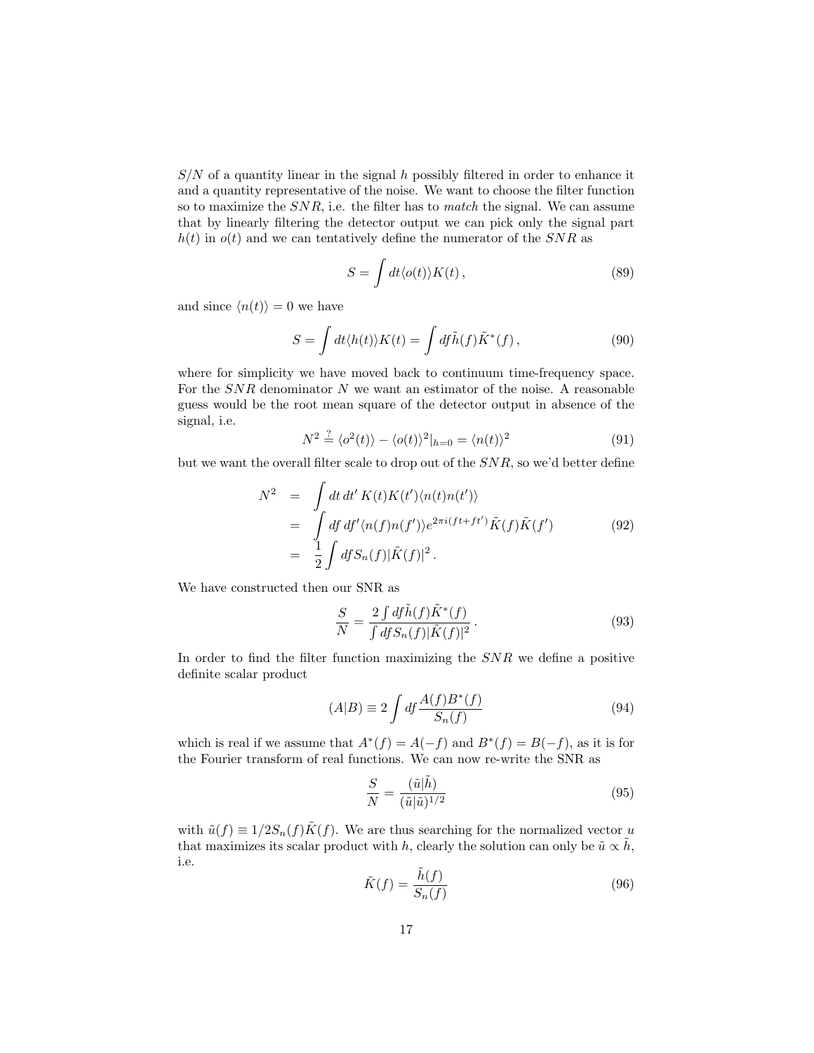$S/N$ of a quantity linear in the signal $h$ possibly filtered in order to enhance it and a quantity representative of the noise. We want to choose the filter function so to maximize the $SNR$, i.e. the filter has to *match* the signal. We can assume that by linearly filtering the detector output we can pick only the signal part $h(t)$ in $o(t)$ and we can tentatively define the numerator of the $SNR$ as

$$S = \int dt \langle o(t) \rangle K(t) \,, \tag{89}$$

and since $\langle n(t) \rangle = 0$ we have

$$S = \int dt \langle h(t) \rangle K(t) = \int df \tilde{h}(f) \tilde{K}^*(f) \,, \tag{90}$$

where for simplicity we have moved back to continuum time-frequency space. For the $SNR$ denominator $N$ we want an estimator of the noise. A reasonable guess would be the root mean square of the detector output in absence of the signal, i.e.

$$N^2 \stackrel{?}{=} \langle o^2(t) \rangle - \langle o(t) \rangle^2|_{h=0} = \langle n(t) \rangle^2 \tag{91}$$

but we want the overall filter scale to drop out of the $SNR$, so we'd better define

$$\begin{aligned} N^2 &= \int dt\, dt'\, K(t) K(t') \langle n(t) n(t') \rangle \\ &= \int df\, df' \langle n(f) n(f') \rangle e^{2\pi i (ft + ft')} \tilde{K}(f) \tilde{K}(f') \\ &= \frac{1}{2} \int df S_n(f) |\tilde{K}(f)|^2 \,. \end{aligned} \tag{92}$$

We have constructed then our SNR as

$$\frac{S}{N} = \frac{2 \int df \tilde{h}(f) \tilde{K}^*(f)}{\int df S_n(f) |\tilde{K}(f)|^2} \,. \tag{93}$$

In order to find the filter function maximizing the $SNR$ we define a positive definite scalar product

$$(A|B) \equiv 2 \int df \frac{A(f) B^*(f)}{S_n(f)} \tag{94}$$

which is real if we assume that $A^*(f) = A(-f)$ and $B^*(f) = B(-f)$, as it is for the Fourier transform of real functions. We can now re-write the SNR as

$$\frac{S}{N} = \frac{(\tilde{u}|\tilde{h})}{(\tilde{u}|\tilde{u})^{1/2}} \tag{95}$$

with $\tilde{u}(f) \equiv 1/2 S_n(f) \tilde{K}(f)$. We are thus searching for the normalized vector $u$ that maximizes its scalar product with $h$, clearly the solution can only be $\tilde{u} \propto \tilde{h}$, i.e.

$$\tilde{K}(f) = \frac{\tilde{h}(f)}{S_n(f)} \tag{96}$$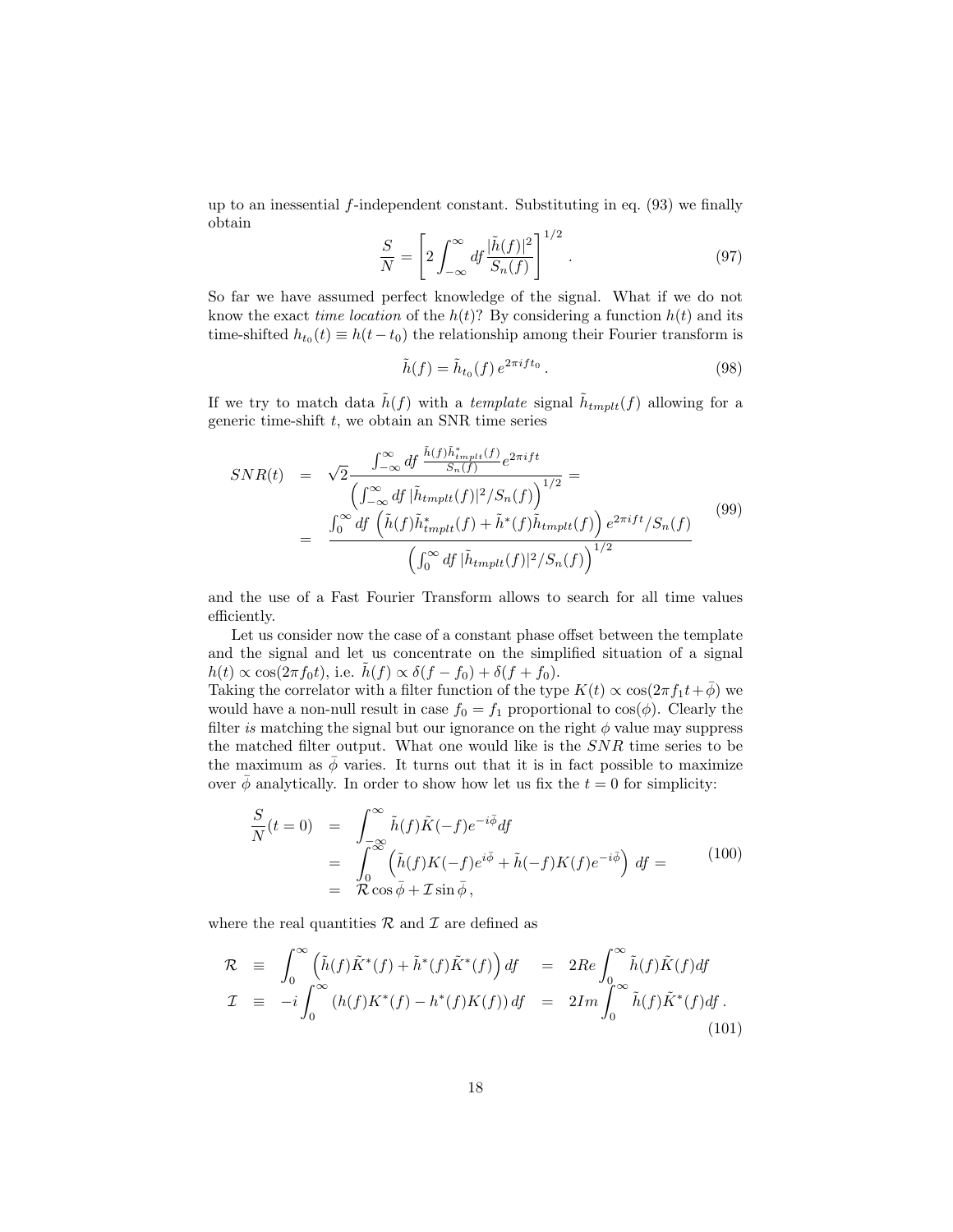up to an inessential $f$-independent constant. Substituting in eq. (93) we finally obtain

$$
\frac{S}{N} = \left[ 2 \int_{-\infty}^{\infty} df \frac{|\tilde{h}(f)|^2}{S_n(f)} \right]^{1/2} . \tag{97}
$$

So far we have assumed perfect knowledge of the signal. What if we do not know the exact *time location* of the $h(t)$? By considering a function $h(t)$ and its time-shifted $h_{t_0}(t) \equiv h(t - t_0)$ the relationship among their Fourier transform is

$$
\tilde{h}(f) = \tilde{h}_{t_0}(f)\, e^{2\pi i f t_0} . \tag{98}
$$

If we try to match data $\tilde{h}(f)$ with a *template* signal $\tilde{h}_{tmplt}(f)$ allowing for a generic time-shift $t$, we obtain an SNR time series

$$
\begin{aligned}
SNR(t) &= \sqrt{2} \frac{\int_{-\infty}^{\infty} df \, \frac{\tilde{h}(f)\tilde{h}^*_{tmplt}(f)}{S_n(f)} e^{2\pi i f t}}{\left( \int_{-\infty}^{\infty} df \, |\tilde{h}_{tmplt}(f)|^2 / S_n(f) \right)^{1/2}} = \\
&= \frac{\int_0^{\infty} df \, \left( \tilde{h}(f)\tilde{h}^*_{tmplt}(f) + \tilde{h}^*(f)\tilde{h}_{tmplt}(f) \right) e^{2\pi i f t} / S_n(f)}{\left( \int_0^{\infty} df \, |\tilde{h}_{tmplt}(f)|^2 / S_n(f) \right)^{1/2}}
\end{aligned} \tag{99}
$$

and the use of a Fast Fourier Transform allows to search for all time values efficiently.

Let us consider now the case of a constant phase offset between the template and the signal and let us concentrate on the simplified situation of a signal $h(t) \propto \cos(2\pi f_0 t)$, i.e. $\tilde{h}(f) \propto \delta(f - f_0) + \delta(f + f_0)$.
Taking the correlator with a filter function of the type $K(t) \propto \cos(2\pi f_1 t + \bar{\phi})$ we would have a non-null result in case $f_0 = f_1$ proportional to $\cos(\phi)$. Clearly the filter *is* matching the signal but our ignorance on the right $\phi$ value may suppress the matched filter output. What one would like is the $SNR$ time series to be the maximum as $\bar{\phi}$ varies. It turns out that it is in fact possible to maximize over $\bar{\phi}$ analytically. In order to show how let us fix the $t = 0$ for simplicity:

$$
\begin{aligned}
\frac{S}{N}(t = 0) &= \int_{-\infty}^{\infty} \tilde{h}(f)\tilde{K}(-f) e^{-i\bar{\phi}} df \\
&= \int_0^{\infty} \left( \tilde{h}(f) K(-f) e^{i\bar{\phi}} + \tilde{h}(-f) K(f) e^{-i\bar{\phi}} \right) df = \\
&= \mathcal{R} \cos\bar{\phi} + \mathcal{I} \sin\bar{\phi} ,
\end{aligned} \tag{100}
$$

where the real quantities $\mathcal{R}$ and $\mathcal{I}$ are defined as

$$
\begin{aligned}
\mathcal{R} &\equiv \int_0^{\infty} \left( \tilde{h}(f)\tilde{K}^*(f) + \tilde{h}^*(f)\tilde{K}^*(f) \right) df &&= 2Re \int_0^{\infty} \tilde{h}(f)\tilde{K}(f) df \\
\mathcal{I} &\equiv -i \int_0^{\infty} \left( h(f) K^*(f) - h^*(f) K(f) \right) df &&= 2Im \int_0^{\infty} \tilde{h}(f)\tilde{K}^*(f) df .
\end{aligned} \tag{101}
$$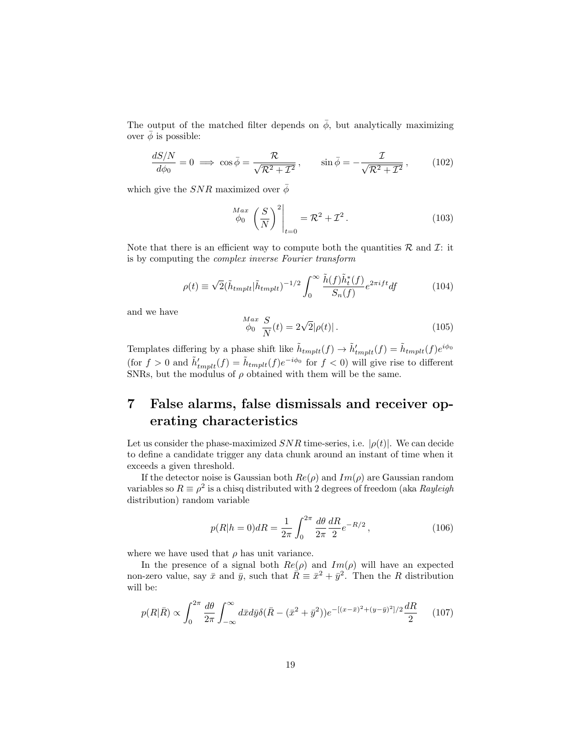The output of the matched filter depends on $\bar{\phi}$, but analytically maximizing over $\bar{\phi}$ is possible:

$$\frac{dS/N}{d\phi_0} = 0 \implies \cos\bar{\phi} = \frac{\mathcal{R}}{\sqrt{\mathcal{R}^2 + \mathcal{I}^2}}\,, \qquad \sin\bar{\phi} = -\frac{\mathcal{I}}{\sqrt{\mathcal{R}^2 + \mathcal{I}^2}}\,, \tag{102}$$

which give the $SNR$ maximized over $\bar{\phi}$

$$\overset{Max}{\phi_0} \left(\frac{S}{N}\right)^2\bigg|_{t=0} = \mathcal{R}^2 + \mathcal{I}^2\,. \tag{103}$$

Note that there is an efficient way to compute both the quantities $\mathcal{R}$ and $\mathcal{I}$: it is by computing the *complex inverse Fourier transform*

$$\rho(t) \equiv \sqrt{2}(\tilde{h}_{tmplt}|\tilde{h}_{tmplt})^{-1/2} \int_0^\infty \frac{\tilde{h}(f)\tilde{h}_t^*(f)}{S_n(f)} e^{2\pi i f t} df \tag{104}$$

and we have

$$\overset{Max}{\phi_0} \frac{S}{N}(t) = 2\sqrt{2}|\rho(t)|\,. \tag{105}$$

Templates differing by a phase shift like $\tilde{h}_{tmplt}(f) \to \tilde{h}'_{tmplt}(f) = \tilde{h}_{tmplt}(f)e^{i\phi_0}$ (for $f > 0$ and $\tilde{h}'_{tmplt}(f) = \tilde{h}_{tmplt}(f)e^{-i\phi_0}$ for $f < 0$) will give rise to different SNRs, but the modulus of $\rho$ obtained with them will be the same.

# 7 False alarms, false dismissals and receiver operating characteristics

Let us consider the phase-maximized $SNR$ time-series, i.e. $|\rho(t)|$. We can decide to define a candidate trigger any data chunk around an instant of time when it exceeds a given threshold.

If the detector noise is Gaussian both $Re(\rho)$ and $Im(\rho)$ are Gaussian random variables so $R \equiv \rho^2$ is a chisq distributed with 2 degrees of freedom (aka *Rayleigh* distribution) random variable

$$p(R|h=0)dR = \frac{1}{2\pi}\int_0^{2\pi} \frac{d\theta}{2\pi} \frac{dR}{2} e^{-R/2}\,, \tag{106}$$

where we have used that $\rho$ has unit variance.

In the presence of a signal both $Re(\rho)$ and $Im(\rho)$ will have an expected non-zero value, say $\bar{x}$ and $\bar{y}$, such that $\bar{R} \equiv \bar{x}^2 + \bar{y}^2$. Then the $R$ distribution will be:

$$p(R|\bar{R}) \propto \int_0^{2\pi} \frac{d\theta}{2\pi} \int_{-\infty}^{\infty} d\bar{x}d\bar{y}\delta(\bar{R} - (\bar{x}^2 + \bar{y}^2))e^{-[(x-\bar{x})^2 + (y-\bar{y})^2]/2} \frac{dR}{2} \tag{107}$$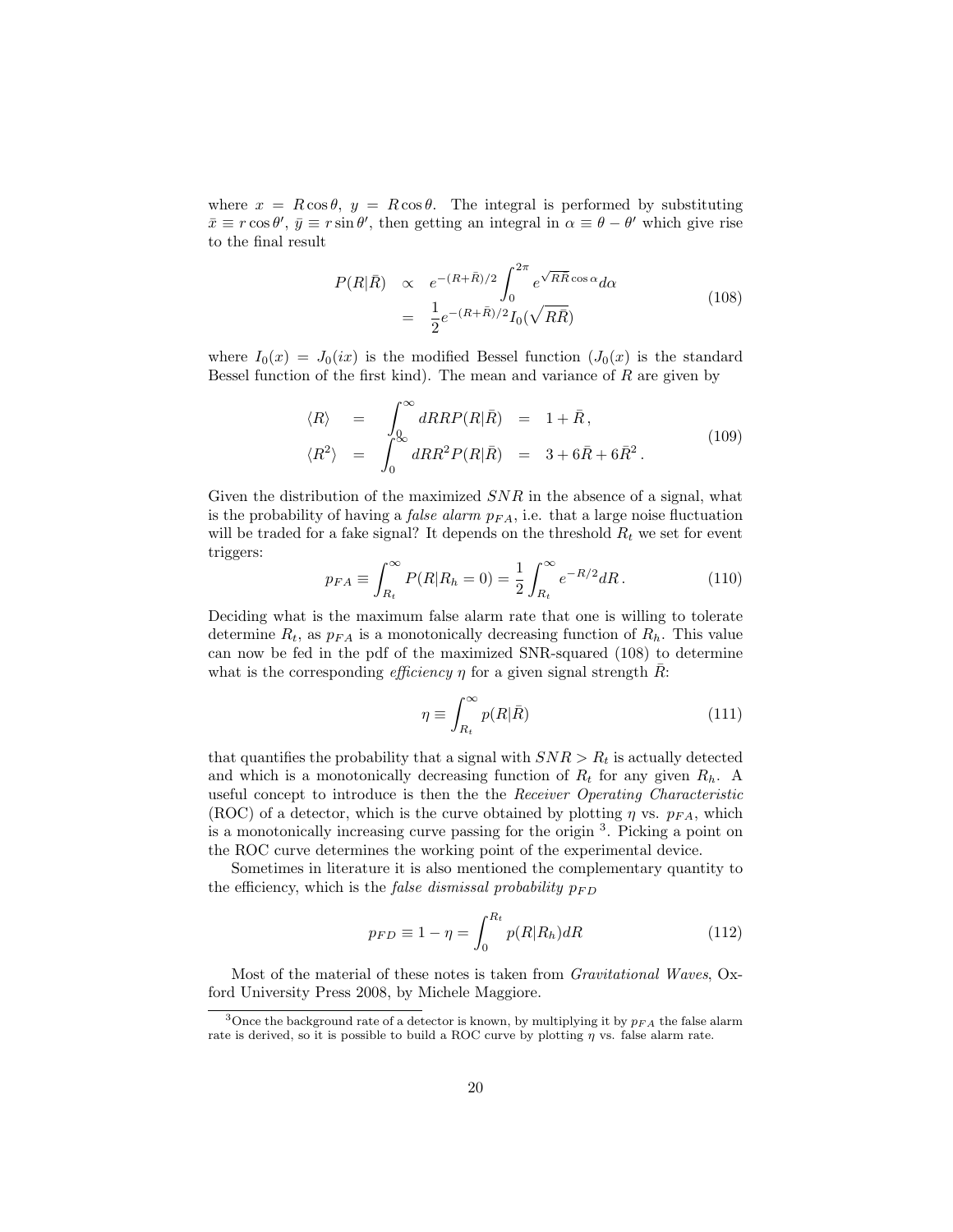where $x = R\cos\theta$, $y = R\cos\theta$. The integral is performed by substituting $\bar{x} \equiv r\cos\theta'$, $\bar{y} \equiv r\sin\theta'$, then getting an integral in $\alpha \equiv \theta - \theta'$ which give rise to the final result

$$
\begin{aligned}
P(R|\bar{R}) &\propto e^{-(R+\bar{R})/2}\int_0^{2\pi} e^{\sqrt{R\bar{R}}\cos\alpha}d\alpha \\
&= \frac{1}{2}e^{-(R+\bar{R})/2}I_0(\sqrt{R\bar{R}})
\end{aligned}
\tag{108}
$$

where $I_0(x) = J_0(ix)$ is the modified Bessel function ($J_0(x)$ is the standard Bessel function of the first kind). The mean and variance of $R$ are given by

$$
\begin{aligned}
\langle R\rangle &= \int_0^\infty dRRP(R|\bar{R}) &= 1+\bar{R}\,, \\
\langle R^2\rangle &= \int_0^\infty dRR^2P(R|\bar{R}) &= 3+6\bar{R}+6\bar{R}^2\,.
\end{aligned}
\tag{109}
$$

Given the distribution of the maximized $SNR$ in the absence of a signal, what is the probability of having a *false alarm* $p_{FA}$, i.e. that a large noise fluctuation will be traded for a fake signal? It depends on the threshold $R_t$ we set for event triggers:

$$
p_{FA} \equiv \int_{R_t}^\infty P(R|R_h=0) = \frac{1}{2}\int_{R_t}^\infty e^{-R/2}dR\,. \tag{110}
$$

Deciding what is the maximum false alarm rate that one is willing to tolerate determine $R_t$, as $p_{FA}$ is a monotonically decreasing function of $R_h$. This value can now be fed in the pdf of the maximized SNR-squared (108) to determine what is the corresponding *efficiency* $\eta$ for a given signal strength $\bar{R}$:

$$
\eta \equiv \int_{R_t}^\infty p(R|\bar{R}) \tag{111}
$$

that quantifies the probability that a signal with $SNR > R_t$ is actually detected and which is a monotonically decreasing function of $R_t$ for any given $R_h$. A useful concept to introduce is then the the *Receiver Operating Characteristic* (ROC) of a detector, which is the curve obtained by plotting $\eta$ vs. $p_{FA}$, which is a monotonically increasing curve passing for the origin [3]. Picking a point on the ROC curve determines the working point of the experimental device.

Sometimes in literature it is also mentioned the complementary quantity to the efficiency, which is the *false dismissal probability* $p_{FD}$

$$
p_{FD} \equiv 1-\eta = \int_0^{R_t} p(R|R_h)dR \tag{112}
$$

Most of the material of these notes is taken from *Gravitational Waves*, Oxford University Press 2008, by Michele Maggiore.

[3] Once the background rate of a detector is known, by multiplying it by $p_{FA}$ the false alarm rate is derived, so it is possible to build a ROC curve by plotting $\eta$ vs. false alarm rate.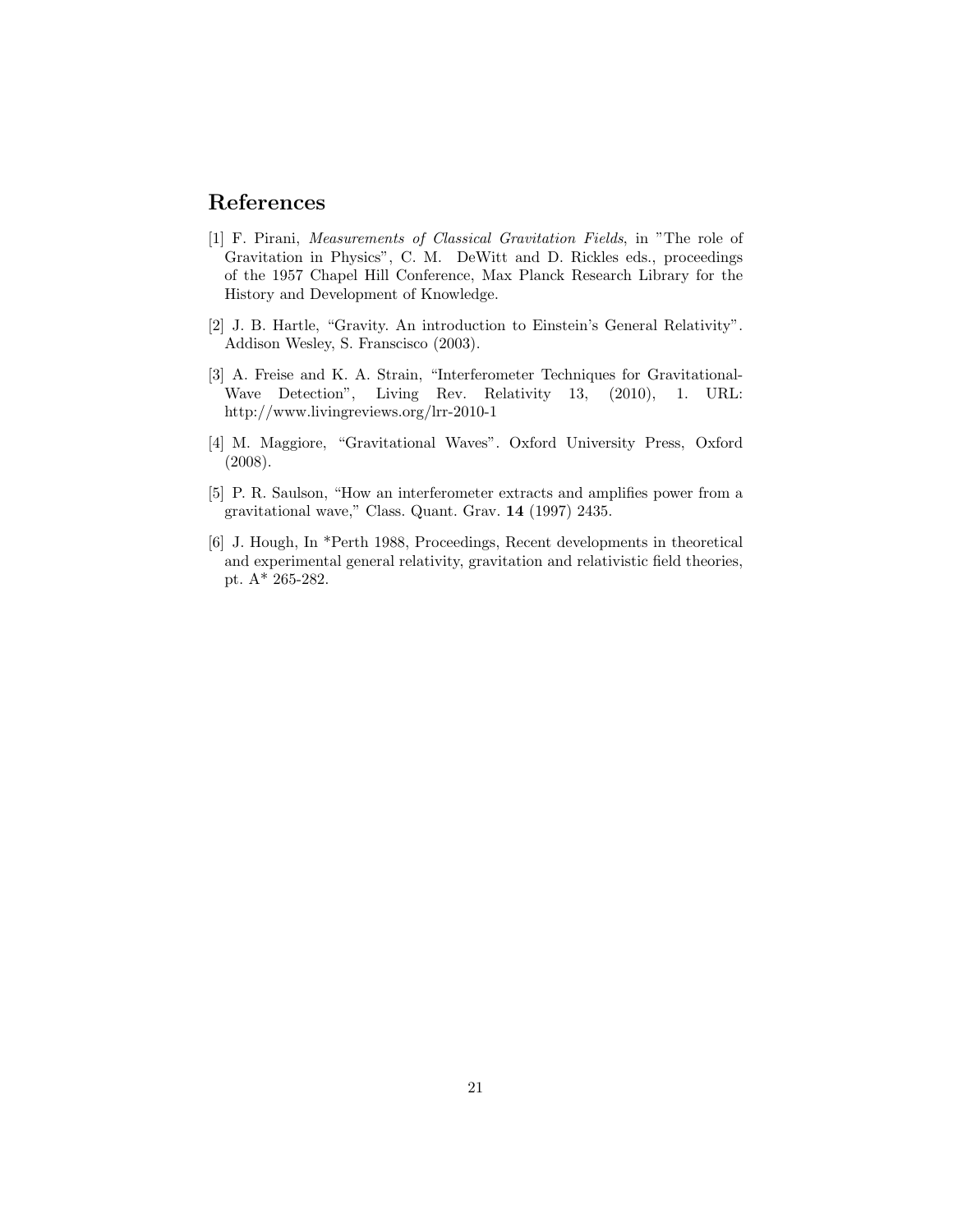## References

[1] F. Pirani, *Measurements of Classical Gravitation Fields*, in "The role of Gravitation in Physics", C. M. DeWitt and D. Rickles eds., proceedings of the 1957 Chapel Hill Conference, Max Planck Research Library for the History and Development of Knowledge.

[2] J. B. Hartle, "Gravity. An introduction to Einstein's General Relativity". Addison Wesley, S. Franscisco (2003).

[3] A. Freise and K. A. Strain, "Interferometer Techniques for Gravitational-Wave Detection", Living Rev. Relativity 13, (2010), 1. URL: http://www.livingreviews.org/lrr-2010-1

[4] M. Maggiore, "Gravitational Waves". Oxford University Press, Oxford (2008).

[5] P. R. Saulson, "How an interferometer extracts and amplifies power from a gravitational wave," Class. Quant. Grav. **14** (1997) 2435.

[6] J. Hough, In *Perth 1988, Proceedings, Recent developments in theoretical and experimental general relativity, gravitation and relativistic field theories, pt. A* 265-282.